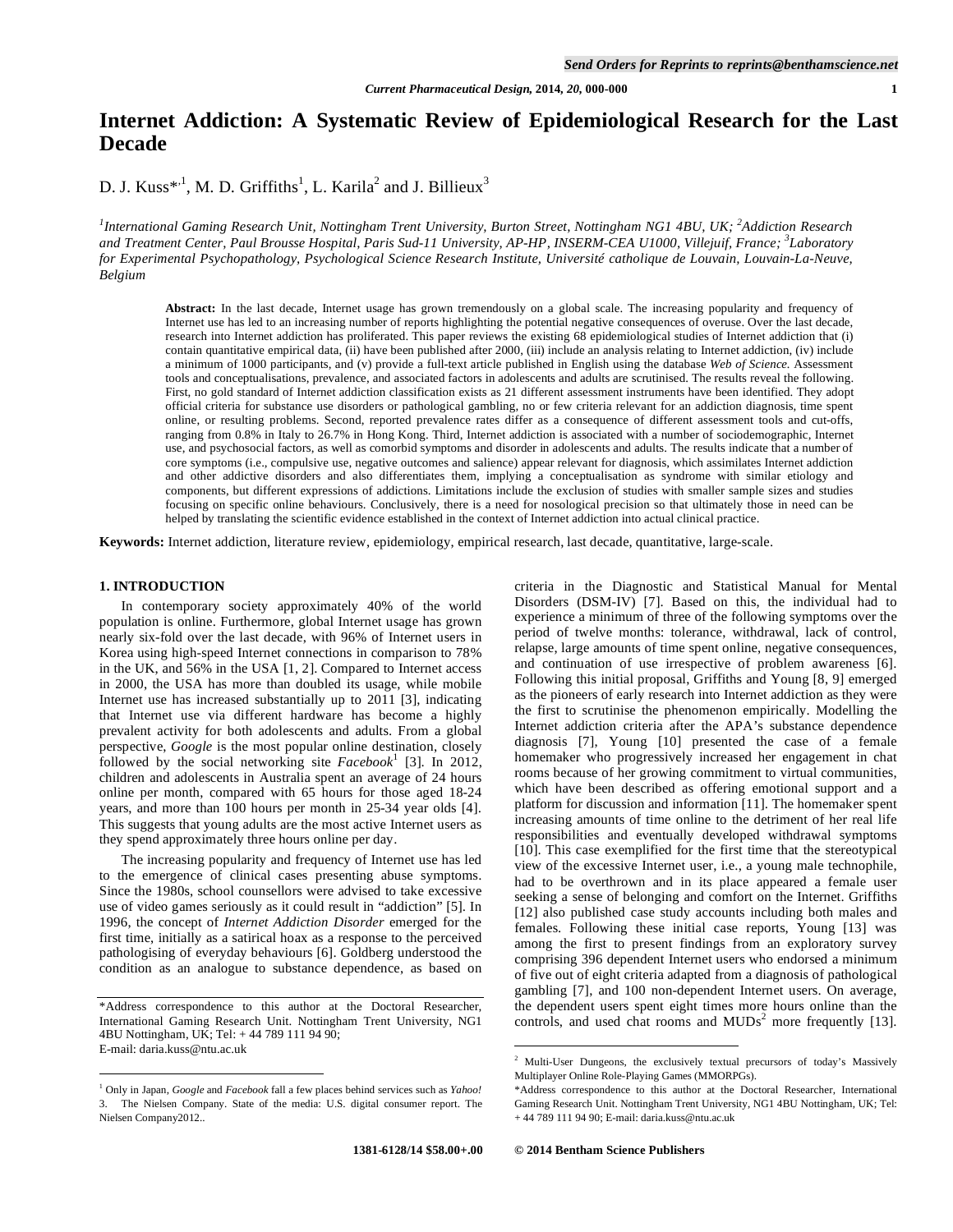# Internet Addiction: A Systematic Review of Epidemiological Research for the Last Decade

D. J. Kuss*[,1], M. D. Griffiths[1], L. Karila[2] and J. Billieux[3]

[1]*International Gaming Research Unit, Nottingham Trent University, Burton Street, Nottingham NG1 4BU, UK;* [2]*Addiction Research and Treatment Center, Paul Brousse Hospital, Paris Sud-11 University, AP-HP, INSERM-CEA U1000, Villejuif, France;* [3]*Laboratory for Experimental Psychopathology, Psychological Science Research Institute, Université catholique de Louvain, Louvain-La-Neuve, Belgium*

**Abstract:** In the last decade, Internet usage has grown tremendously on a global scale. The increasing popularity and frequency of Internet use has led to an increasing number of reports highlighting the potential negative consequences of overuse. Over the last decade, research into Internet addiction has proliferated. This paper reviews the existing 68 epidemiological studies of Internet addiction that (i) contain quantitative empirical data, (ii) have been published after 2000, (iii) include an analysis relating to Internet addiction, (iv) include a minimum of 1000 participants, and (v) provide a full-text article published in English using the database *Web of Science.* Assessment tools and conceptualisations, prevalence, and associated factors in adolescents and adults are scrutinised. The results reveal the following. First, no gold standard of Internet addiction classification exists as 21 different assessment instruments have been identified. They adopt official criteria for substance use disorders or pathological gambling, no or few criteria relevant for an addiction diagnosis, time spent online, or resulting problems. Second, reported prevalence rates differ as a consequence of different assessment tools and cut-offs, ranging from 0.8% in Italy to 26.7% in Hong Kong. Third, Internet addiction is associated with a number of sociodemographic, Internet use, and psychosocial factors, as well as comorbid symptoms and disorder in adolescents and adults. The results indicate that a number of core symptoms (i.e., compulsive use, negative outcomes and salience) appear relevant for diagnosis, which assimilates Internet addiction and other addictive disorders and also differentiates them, implying a conceptualisation as syndrome with similar etiology and components, but different expressions of addictions. Limitations include the exclusion of studies with smaller sample sizes and studies focusing on specific online behaviours. Conclusively, there is a need for nosological precision so that ultimately those in need can be helped by translating the scientific evidence established in the context of Internet addiction into actual clinical practice.

**Keywords:** Internet addiction, literature review, epidemiology, empirical research, last decade, quantitative, large-scale.

## 1. INTRODUCTION

In contemporary society approximately 40% of the world population is online. Furthermore, global Internet usage has grown nearly six-fold over the last decade, with 96% of Internet users in Korea using high-speed Internet connections in comparison to 78% in the UK, and 56% in the USA [1, 2]. Compared to Internet access in 2000, the USA has more than doubled its usage, while mobile Internet use has increased substantially up to 2011 [3], indicating that Internet use via different hardware has become a highly prevalent activity for both adolescents and adults. From a global perspective, *Google* is the most popular online destination, closely followed by the social networking site *Facebook*[1] [3]. In 2012, children and adolescents in Australia spent an average of 24 hours online per month, compared with 65 hours for those aged 18-24 years, and more than 100 hours per month in 25-34 year olds [4]. This suggests that young adults are the most active Internet users as they spend approximately three hours online per day.

The increasing popularity and frequency of Internet use has led to the emergence of clinical cases presenting abuse symptoms. Since the 1980s, school counsellors were advised to take excessive use of video games seriously as it could result in "addiction" [5]. In 1996, the concept of *Internet Addiction Disorder* emerged for the first time, initially as a satirical hoax as a response to the perceived pathologising of everyday behaviours [6]. Goldberg understood the condition as an analogue to substance dependence, as based on criteria in the Diagnostic and Statistical Manual for Mental Disorders (DSM-IV) [7]. Based on this, the individual had to experience a minimum of three of the following symptoms over the period of twelve months: tolerance, withdrawal, lack of control, relapse, large amounts of time spent online, negative consequences, and continuation of use irrespective of problem awareness [6]. Following this initial proposal, Griffiths and Young [8, 9] emerged as the pioneers of early research into Internet addiction as they were the first to scrutinise the phenomenon empirically. Modelling the Internet addiction criteria after the APA's substance dependence diagnosis [7], Young [10] presented the case of a female homemaker who progressively increased her engagement in chat rooms because of her growing commitment to virtual communities, which have been described as offering emotional support and a platform for discussion and information [11]. The homemaker spent increasing amounts of time online to the detriment of her real life responsibilities and eventually developed withdrawal symptoms [10]. This case exemplified for the first time that the stereotypical view of the excessive Internet user, i.e., a young male technophile, had to be overthrown and in its place appeared a female user seeking a sense of belonging and comfort on the Internet. Griffiths [12] also published case study accounts including both males and females. Following these initial case reports, Young [13] was among the first to present findings from an exploratory survey comprising 396 dependent Internet users who endorsed a minimum of five out of eight criteria adapted from a diagnosis of pathological gambling [7], and 100 non-dependent Internet users. On average, the dependent users spent eight times more hours online than the controls, and used chat rooms and MUDs[2] more frequently [13].

*Address correspondence to this author at the Doctoral Researcher, International Gaming Research Unit. Nottingham Trent University, NG1 4BU Nottingham, UK; Tel: + 44 789 111 94 90;
E-mail: daria.kuss@ntu.ac.uk

[1] Only in Japan, *Google* and *Facebook* fall a few places behind services such as *Yahoo!* 3. The Nielsen Company. State of the media: U.S. digital consumer report. The Nielsen Company2012..

[2] Multi-User Dungeons, the exclusively textual precursors of today's Massively Multiplayer Online Role-Playing Games (MMORPGs).

1381-6128/14 $58.00+.00 © 2014 Bentham Science Publishers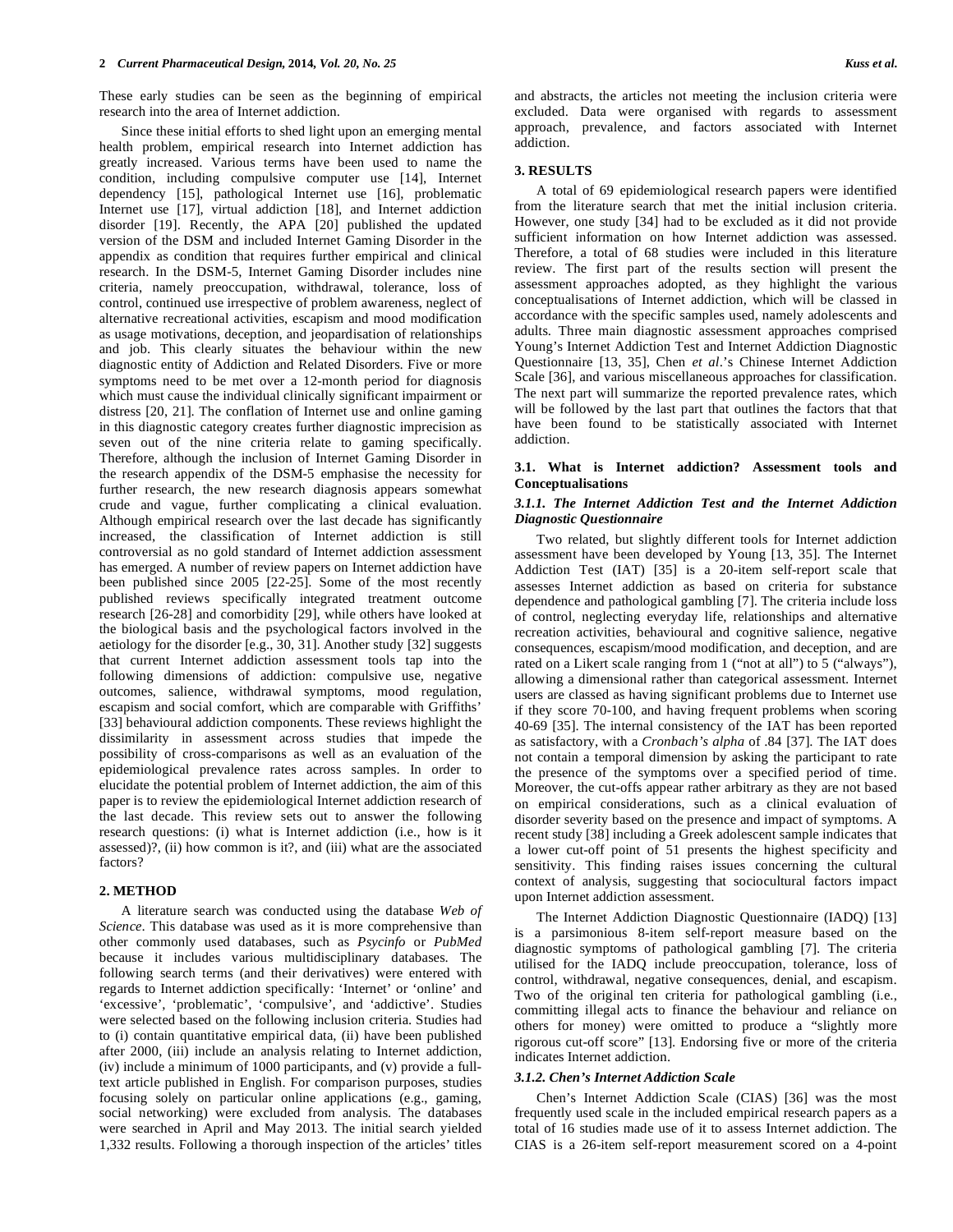These early studies can be seen as the beginning of empirical research into the area of Internet addiction.

Since these initial efforts to shed light upon an emerging mental health problem, empirical research into Internet addiction has greatly increased. Various terms have been used to name the condition, including compulsive computer use [14], Internet dependency [15], pathological Internet use [16], problematic Internet use [17], virtual addiction [18], and Internet addiction disorder [19]. Recently, the APA [20] published the updated version of the DSM and included Internet Gaming Disorder in the appendix as condition that requires further empirical and clinical research. In the DSM-5, Internet Gaming Disorder includes nine criteria, namely preoccupation, withdrawal, tolerance, loss of control, continued use irrespective of problem awareness, neglect of alternative recreational activities, escapism and mood modification as usage motivations, deception, and jeopardisation of relationships and job. This clearly situates the behaviour within the new diagnostic entity of Addiction and Related Disorders. Five or more symptoms need to be met over a 12-month period for diagnosis which must cause the individual clinically significant impairment or distress [20, 21]. The conflation of Internet use and online gaming in this diagnostic category creates further diagnostic imprecision as seven out of the nine criteria relate to gaming specifically. Therefore, although the inclusion of Internet Gaming Disorder in the research appendix of the DSM-5 emphasise the necessity for further research, the new research diagnosis appears somewhat crude and vague, further complicating a clinical evaluation. Although empirical research over the last decade has significantly increased, the classification of Internet addiction is still controversial as no gold standard of Internet addiction assessment has emerged. A number of review papers on Internet addiction have been published since 2005 [22-25]. Some of the most recently published reviews specifically integrated treatment outcome research [26-28] and comorbidity [29], while others have looked at the biological basis and the psychological factors involved in the aetiology for the disorder [e.g., 30, 31]. Another study [32] suggests that current Internet addiction assessment tools tap into the following dimensions of addiction: compulsive use, negative outcomes, salience, withdrawal symptoms, mood regulation, escapism and social comfort, which are comparable with Griffiths' [33] behavioural addiction components. These reviews highlight the dissimilarity in assessment across studies that impede the possibility of cross-comparisons as well as an evaluation of the epidemiological prevalence rates across samples. In order to elucidate the potential problem of Internet addiction, the aim of this paper is to review the epidemiological Internet addiction research of the last decade. This review sets out to answer the following research questions: (i) what is Internet addiction (i.e., how is it assessed)?, (ii) how common is it?, and (iii) what are the associated factors?

## 2. METHOD

A literature search was conducted using the database *Web of Science*. This database was used as it is more comprehensive than other commonly used databases, such as *Psycinfo* or *PubMed* because it includes various multidisciplinary databases. The following search terms (and their derivatives) were entered with regards to Internet addiction specifically: 'Internet' or 'online' and 'excessive', 'problematic', 'compulsive', and 'addictive'. Studies were selected based on the following inclusion criteria. Studies had to (i) contain quantitative empirical data, (ii) have been published after 2000, (iii) include an analysis relating to Internet addiction, (iv) include a minimum of 1000 participants, and (v) provide a full-text article published in English. For comparison purposes, studies focusing solely on particular online applications (e.g., gaming, social networking) were excluded from analysis. The databases were searched in April and May 2013. The initial search yielded 1,332 results. Following a thorough inspection of the articles' titles and abstracts, the articles not meeting the inclusion criteria were excluded. Data were organised with regards to assessment approach, prevalence, and factors associated with Internet addiction.

## 3. RESULTS

A total of 69 epidemiological research papers were identified from the literature search that met the initial inclusion criteria. However, one study [34] had to be excluded as it did not provide sufficient information on how Internet addiction was assessed. Therefore, a total of 68 studies were included in this literature review. The first part of the results section will present the assessment approaches adopted, as they highlight the various conceptualisations of Internet addiction, which will be classed in accordance with the specific samples used, namely adolescents and adults. Three main diagnostic assessment approaches comprised Young's Internet Addiction Test and Internet Addiction Diagnostic Questionnaire [13, 35], Chen *et al*.'s Chinese Internet Addiction Scale [36], and various miscellaneous approaches for classification. The next part will summarize the reported prevalence rates, which will be followed by the last part that outlines the factors that that have been found to be statistically associated with Internet addiction.

### 3.1. What is Internet addiction? Assessment tools and Conceptualisations

#### *3.1.1. The Internet Addiction Test and the Internet Addiction Diagnostic Questionnaire*

Two related, but slightly different tools for Internet addiction assessment have been developed by Young [13, 35]. The Internet Addiction Test (IAT) [35] is a 20-item self-report scale that assesses Internet addiction as based on criteria for substance dependence and pathological gambling [7]. The criteria include loss of control, neglecting everyday life, relationships and alternative recreation activities, behavioural and cognitive salience, negative consequences, escapism/mood modification, and deception, and are rated on a Likert scale ranging from 1 ("not at all") to 5 ("always"), allowing a dimensional rather than categorical assessment. Internet users are classed as having significant problems due to Internet use if they score 70-100, and having frequent problems when scoring 40-69 [35]. The internal consistency of the IAT has been reported as satisfactory, with a *Cronbach's alpha* of .84 [37]. The IAT does not contain a temporal dimension by asking the participant to rate the presence of the symptoms over a specified period of time. Moreover, the cut-offs appear rather arbitrary as they are not based on empirical considerations, such as a clinical evaluation of disorder severity based on the presence and impact of symptoms. A recent study [38] including a Greek adolescent sample indicates that a lower cut-off point of 51 presents the highest specificity and sensitivity. This finding raises issues concerning the cultural context of analysis, suggesting that sociocultural factors impact upon Internet addiction assessment.

The Internet Addiction Diagnostic Questionnaire (IADQ) [13] is a parsimonious 8-item self-report measure based on the diagnostic symptoms of pathological gambling [7]. The criteria utilised for the IADQ include preoccupation, tolerance, loss of control, withdrawal, negative consequences, denial, and escapism. Two of the original ten criteria for pathological gambling (i.e., committing illegal acts to finance the behaviour and reliance on others for money) were omitted to produce a "slightly more rigorous cut-off score" [13]. Endorsing five or more of the criteria indicates Internet addiction.

#### *3.1.2. Chen's Internet Addiction Scale*

Chen's Internet Addiction Scale (CIAS) [36] was the most frequently used scale in the included empirical research papers as a total of 16 studies made use of it to assess Internet addiction. The CIAS is a 26-item self-report measurement scored on a 4-point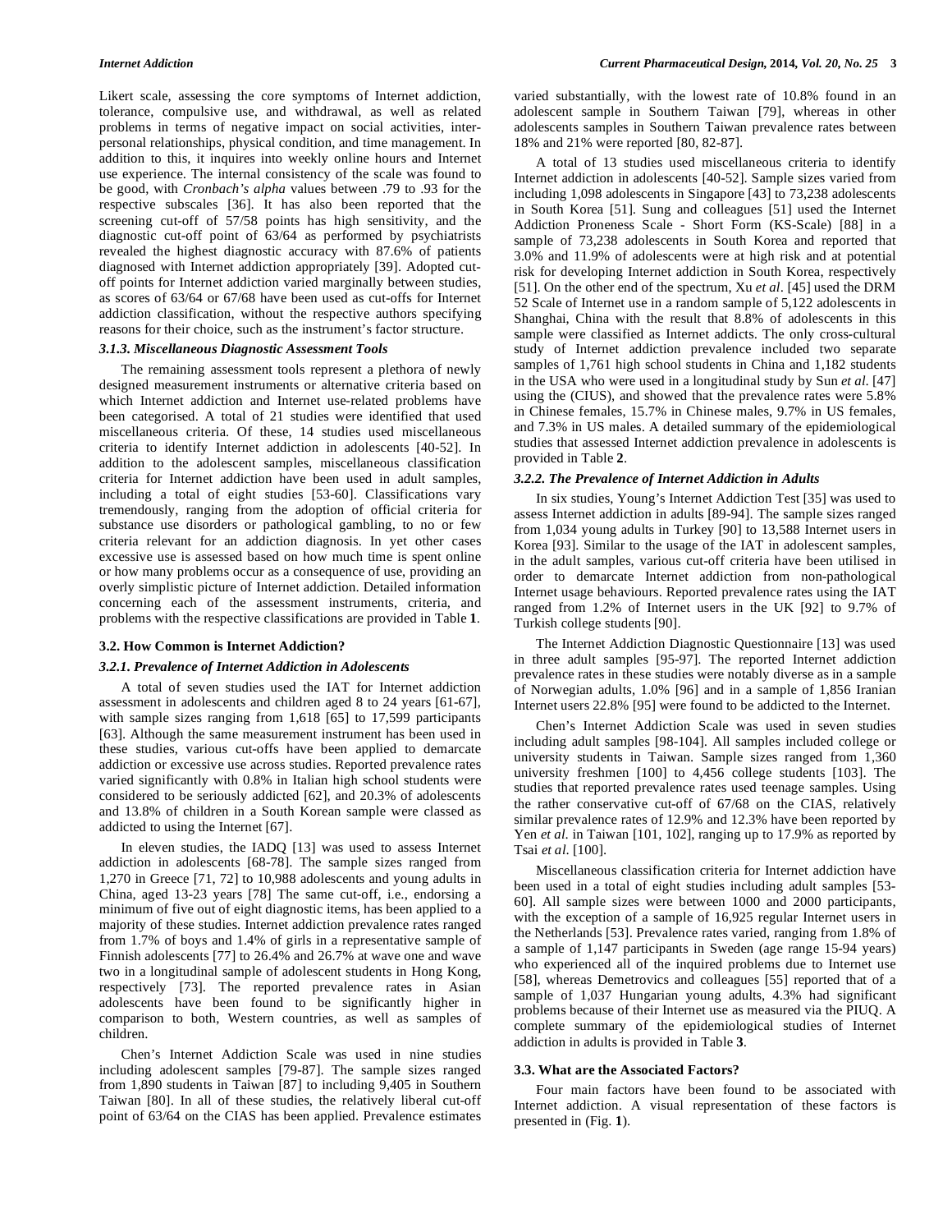Likert scale, assessing the core symptoms of Internet addiction, tolerance, compulsive use, and withdrawal, as well as related problems in terms of negative impact on social activities, interpersonal relationships, physical condition, and time management. In addition to this, it inquires into weekly online hours and Internet use experience. The internal consistency of the scale was found to be good, with *Cronbach's alpha* values between .79 to .93 for the respective subscales [36]. It has also been reported that the screening cut-off of 57/58 points has high sensitivity, and the diagnostic cut-off point of 63/64 as performed by psychiatrists revealed the highest diagnostic accuracy with 87.6% of patients diagnosed with Internet addiction appropriately [39]. Adopted cut-off points for Internet addiction varied marginally between studies, as scores of 63/64 or 67/68 have been used as cut-offs for Internet addiction classification, without the respective authors specifying reasons for their choice, such as the instrument's factor structure.

#### *3.1.3. Miscellaneous Diagnostic Assessment Tools*

The remaining assessment tools represent a plethora of newly designed measurement instruments or alternative criteria based on which Internet addiction and Internet use-related problems have been categorised. A total of 21 studies were identified that used miscellaneous criteria. Of these, 14 studies used miscellaneous criteria to identify Internet addiction in adolescents [40-52]. In addition to the adolescent samples, miscellaneous classification criteria for Internet addiction have been used in adult samples, including a total of eight studies [53-60]. Classifications vary tremendously, ranging from the adoption of official criteria for substance use disorders or pathological gambling, to no or few criteria relevant for an addiction diagnosis. In yet other cases excessive use is assessed based on how much time is spent online or how many problems occur as a consequence of use, providing an overly simplistic picture of Internet addiction. Detailed information concerning each of the assessment instruments, criteria, and problems with the respective classifications are provided in Table **1**.

### 3.2. How Common is Internet Addiction?

#### *3.2.1. Prevalence of Internet Addiction in Adolescents*

A total of seven studies used the IAT for Internet addiction assessment in adolescents and children aged 8 to 24 years [61-67], with sample sizes ranging from 1,618 [65] to 17,599 participants [63]. Although the same measurement instrument has been used in these studies, various cut-offs have been applied to demarcate addiction or excessive use across studies. Reported prevalence rates varied significantly with 0.8% in Italian high school students were considered to be seriously addicted [62], and 20.3% of adolescents and 13.8% of children in a South Korean sample were classed as addicted to using the Internet [67].

In eleven studies, the IADQ [13] was used to assess Internet addiction in adolescents [68-78]. The sample sizes ranged from 1,270 in Greece [71, 72] to 10,988 adolescents and young adults in China, aged 13-23 years [78] The same cut-off, i.e., endorsing a minimum of five out of eight diagnostic items, has been applied to a majority of these studies. Internet addiction prevalence rates ranged from 1.7% of boys and 1.4% of girls in a representative sample of Finnish adolescents [77] to 26.4% and 26.7% at wave one and wave two in a longitudinal sample of adolescent students in Hong Kong, respectively [73]. The reported prevalence rates in Asian adolescents have been found to be significantly higher in comparison to both, Western countries, as well as samples of children.

Chen's Internet Addiction Scale was used in nine studies including adolescent samples [79-87]. The sample sizes ranged from 1,890 students in Taiwan [87] to including 9,405 in Southern Taiwan [80]. In all of these studies, the relatively liberal cut-off point of 63/64 on the CIAS has been applied. Prevalence estimates varied substantially, with the lowest rate of 10.8% found in an adolescent sample in Southern Taiwan [79], whereas in other adolescents samples in Southern Taiwan prevalence rates between 18% and 21% were reported [80, 82-87].

A total of 13 studies used miscellaneous criteria to identify Internet addiction in adolescents [40-52]. Sample sizes varied from including 1,098 adolescents in Singapore [43] to 73,238 adolescents in South Korea [51]. Sung and colleagues [51] used the Internet Addiction Proneness Scale - Short Form (KS-Scale) [88] in a sample of 73,238 adolescents in South Korea and reported that 3.0% and 11.9% of adolescents were at high risk and at potential risk for developing Internet addiction in South Korea, respectively [51]. On the other end of the spectrum, Xu *et al*. [45] used the DRM 52 Scale of Internet use in a random sample of 5,122 adolescents in Shanghai, China with the result that 8.8% of adolescents in this sample were classified as Internet addicts. The only cross-cultural study of Internet addiction prevalence included two separate samples of 1,761 high school students in China and 1,182 students in the USA who were used in a longitudinal study by Sun *et al*. [47] using the (CIUS), and showed that the prevalence rates were 5.8% in Chinese females, 15.7% in Chinese males, 9.7% in US females, and 7.3% in US males. A detailed summary of the epidemiological studies that assessed Internet addiction prevalence in adolescents is provided in Table **2**.

#### *3.2.2. The Prevalence of Internet Addiction in Adults*

In six studies, Young's Internet Addiction Test [35] was used to assess Internet addiction in adults [89-94]. The sample sizes ranged from 1,034 young adults in Turkey [90] to 13,588 Internet users in Korea [93]. Similar to the usage of the IAT in adolescent samples, in the adult samples, various cut-off criteria have been utilised in order to demarcate Internet addiction from non-pathological Internet usage behaviours. Reported prevalence rates using the IAT ranged from 1.2% of Internet users in the UK [92] to 9.7% of Turkish college students [90].

The Internet Addiction Diagnostic Questionnaire [13] was used in three adult samples [95-97]. The reported Internet addiction prevalence rates in these studies were notably diverse as in a sample of Norwegian adults, 1.0% [96] and in a sample of 1,856 Iranian Internet users 22.8% [95] were found to be addicted to the Internet.

Chen's Internet Addiction Scale was used in seven studies including adult samples [98-104]. All samples included college or university students in Taiwan. Sample sizes ranged from 1,360 university freshmen [100] to 4,456 college students [103]. The studies that reported prevalence rates used teenage samples. Using the rather conservative cut-off of 67/68 on the CIAS, relatively similar prevalence rates of 12.9% and 12.3% have been reported by Yen *et al*. in Taiwan [101, 102], ranging up to 17.9% as reported by Tsai *et al*. [100].

Miscellaneous classification criteria for Internet addiction have been used in a total of eight studies including adult samples [53-60]. All sample sizes were between 1000 and 2000 participants, with the exception of a sample of 16,925 regular Internet users in the Netherlands [53]. Prevalence rates varied, ranging from 1.8% of a sample of 1,147 participants in Sweden (age range 15-94 years) who experienced all of the inquired problems due to Internet use [58], whereas Demetrovics and colleagues [55] reported that of a sample of 1,037 Hungarian young adults, 4.3% had significant problems because of their Internet use as measured via the PIUQ. A complete summary of the epidemiological studies of Internet addiction in adults is provided in Table **3**.

### 3.3. What are the Associated Factors?

Four main factors have been found to be associated with Internet addiction. A visual representation of these factors is presented in (Fig. **1**).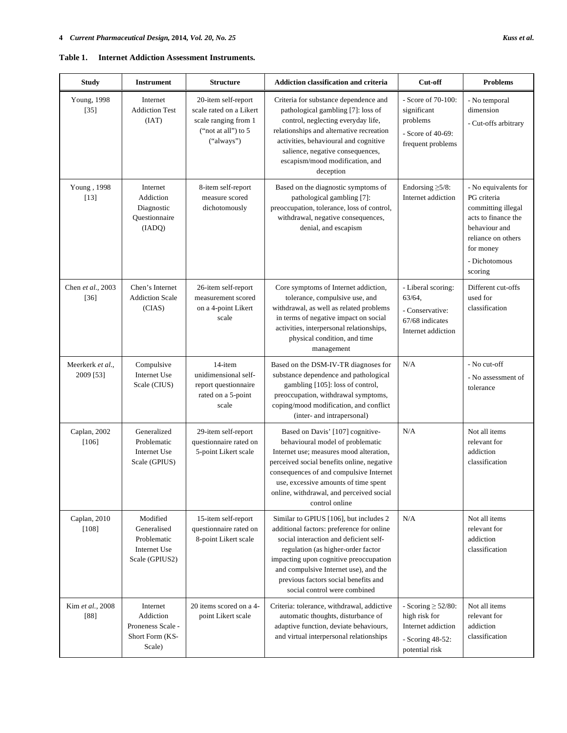**Table 1. Internet Addiction Assessment Instruments.**

| Study | Instrument | Structure | Addiction classification and criteria | Cut-off | Problems |
|---|---|---|---|---|---|
| Young, 1998 [35] | Internet Addiction Test (IAT) | 20-item self-report scale rated on a Likert scale ranging from 1 ("not at all") to 5 ("always") | Criteria for substance dependence and pathological gambling [7]: loss of control, neglecting everyday life, relationships and alternative recreation activities, behavioural and cognitive salience, negative consequences, escapism/mood modification, and deception | - Score of 70-100: significant problems<br>- Score of 40-69: frequent problems | - No temporal dimension<br>- Cut-offs arbitrary |
| Young , 1998 [13] | Internet Addiction Diagnostic Questionnaire (IADQ) | 8-item self-report measure scored dichotomously | Based on the diagnostic symptoms of pathological gambling [7]: preoccupation, tolerance, loss of control, withdrawal, negative consequences, denial, and escapism | Endorsing ≥5/8: Internet addiction | - No equivalents for PG criteria committing illegal acts to finance the behaviour and reliance on others for money<br>- Dichotomous scoring |
| Chen *et al.*, 2003 [36] | Chen's Internet Addiction Scale (CIAS) | 26-item self-report measurement scored on a 4-point Likert scale | Core symptoms of Internet addiction, tolerance, compulsive use, and withdrawal, as well as related problems in terms of negative impact on social activities, interpersonal relationships, physical condition, and time management | - Liberal scoring: 63/64,<br>- Conservative: 67/68 indicates Internet addiction | Different cut-offs used for classification |
| Meerkerk *et al.*, 2009 [53] | Compulsive Internet Use Scale (CIUS) | 14-item unidimensional self-report questionnaire rated on a 5-point scale | Based on the DSM-IV-TR diagnoses for substance dependence and pathological gambling [105]: loss of control, preoccupation, withdrawal symptoms, coping/mood modification, and conflict (inter- and intrapersonal) | N/A | - No cut-off<br>- No assessment of tolerance |
| Caplan, 2002 [106] | Generalized Problematic Internet Use Scale (GPIUS) | 29-item self-report questionnaire rated on 5-point Likert scale | Based on Davis' [107] cognitive-behavioural model of problematic Internet use; measures mood alteration, perceived social benefits online, negative consequences of and compulsive Internet use, excessive amounts of time spent online, withdrawal, and perceived social control online | N/A | Not all items relevant for addiction classification |
| Caplan, 2010 [108] | Modified Generalised Problematic Internet Use Scale (GPIUS2) | 15-item self-report questionnaire rated on 8-point Likert scale | Similar to GPIUS [106], but includes 2 additional factors: preference for online social interaction and deficient self-regulation (as higher-order factor impacting upon cognitive preoccupation and compulsive Internet use), and the previous factors social benefits and social control were combined | N/A | Not all items relevant for addiction classification |
| Kim *et al.*, 2008 [88] | Internet Addiction Proneness Scale - Short Form (KS-Scale) | 20 items scored on a 4-point Likert scale | Criteria: tolerance, withdrawal, addictive automatic thoughts, disturbance of adaptive function, deviate behaviours, and virtual interpersonal relationships | - Scoring ≥ 52/80: high risk for Internet addiction<br>- Scoring 48-52: potential risk | Not all items relevant for addiction classification |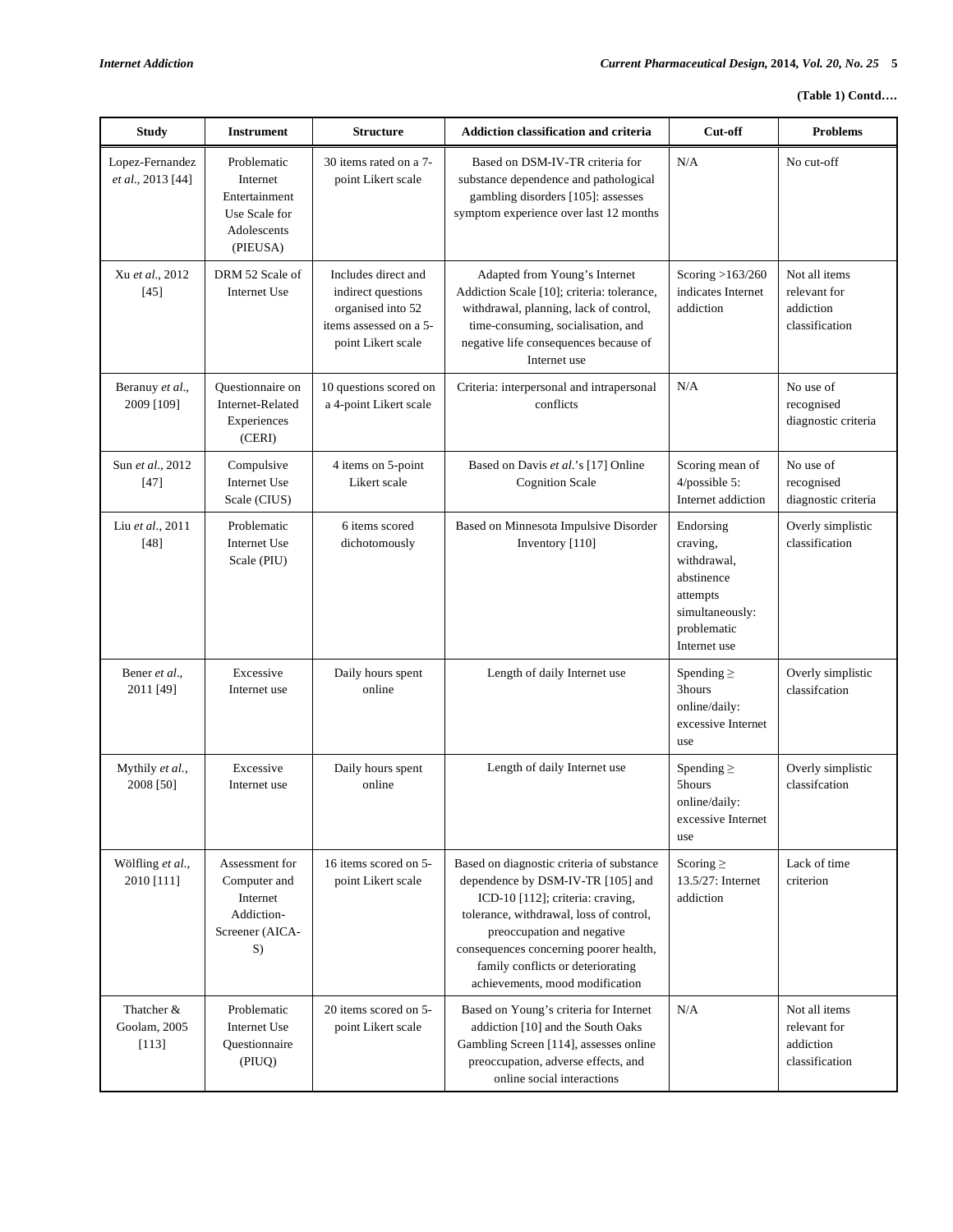**(Table 1) Contd….**

| Study | Instrument | Structure | Addiction classification and criteria | Cut-off | Problems |
|---|---|---|---|---|---|
| Lopez-Fernandez *et al.*, 2013 [44] | Problematic Internet Entertainment Use Scale for Adolescents (PIEUSA) | 30 items rated on a 7-point Likert scale | Based on DSM-IV-TR criteria for substance dependence and pathological gambling disorders [105]: assesses symptom experience over last 12 months | N/A | No cut-off |
| Xu *et al.*, 2012 [45] | DRM 52 Scale of Internet Use | Includes direct and indirect questions organised into 52 items assessed on a 5-point Likert scale | Adapted from Young's Internet Addiction Scale [10]; criteria: tolerance, withdrawal, planning, lack of control, time-consuming, socialisation, and negative life consequences because of Internet use | Scoring >163/260 indicates Internet addiction | Not all items relevant for addiction classification |
| Beranuy *et al.*, 2009 [109] | Questionnaire on Internet-Related Experiences (CERI) | 10 questions scored on a 4-point Likert scale | Criteria: interpersonal and intrapersonal conflicts | N/A | No use of recognised diagnostic criteria |
| Sun *et al.*, 2012 [47] | Compulsive Internet Use Scale (CIUS) | 4 items on 5-point Likert scale | Based on Davis *et al.*'s [17] Online Cognition Scale | Scoring mean of 4/possible 5: Internet addiction | No use of recognised diagnostic criteria |
| Liu *et al.*, 2011 [48] | Problematic Internet Use Scale (PIU) | 6 items scored dichotomously | Based on Minnesota Impulsive Disorder Inventory [110] | Endorsing craving, withdrawal, abstinence attempts simultaneously: problematic Internet use | Overly simplistic classification |
| Bener *et al.*, 2011 [49] | Excessive Internet use | Daily hours spent online | Length of daily Internet use | Spending ≥ 3hours online/daily: excessive Internet use | Overly simplistic classifcation |
| Mythily *et al.*, 2008 [50] | Excessive Internet use | Daily hours spent online | Length of daily Internet use | Spending ≥ 5hours online/daily: excessive Internet use | Overly simplistic classifcation |
| Wölfling *et al.*, 2010 [111] | Assessment for Computer and Internet Addiction-Screener (AICA-S) | 16 items scored on 5-point Likert scale | Based on diagnostic criteria of substance dependence by DSM-IV-TR [105] and ICD-10 [112]; criteria: craving, tolerance, withdrawal, loss of control, preoccupation and negative consequences concerning poorer health, family conflicts or deteriorating achievements, mood modification | Scoring ≥ 13.5/27: Internet addiction | Lack of time criterion |
| Thatcher & Goolam, 2005 [113] | Problematic Internet Use Questionnaire (PIUQ) | 20 items scored on 5-point Likert scale | Based on Young's criteria for Internet addiction [10] and the South Oaks Gambling Screen [114], assesses online preoccupation, adverse effects, and online social interactions | N/A | Not all items relevant for addiction classification |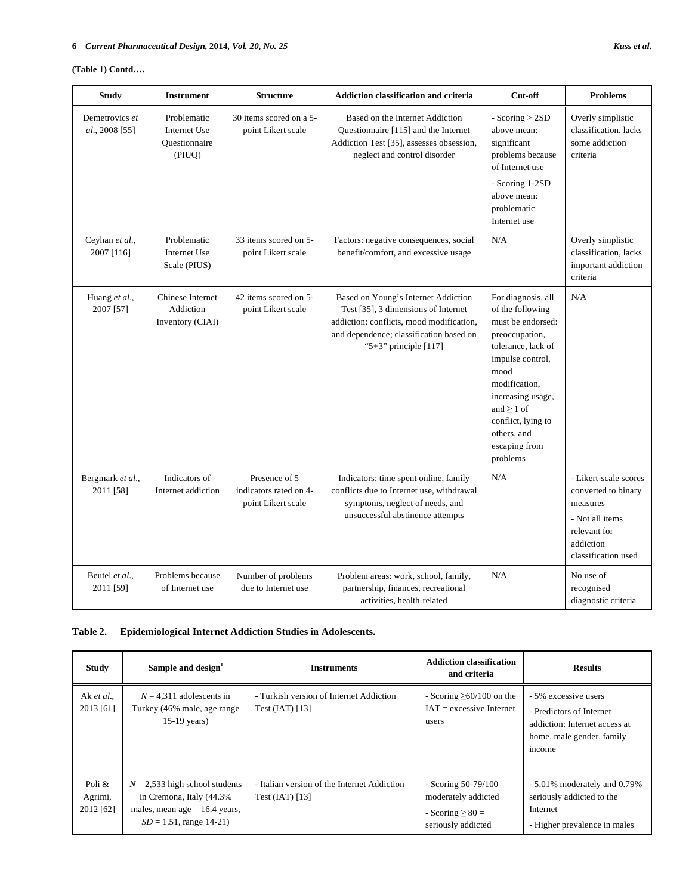**(Table 1) Contd….**

| Study | Instrument | Structure | Addiction classification and criteria | Cut-off | Problems |
|---|---|---|---|---|---|
| Demetrovics *et al.*, 2008 [55] | Problematic Internet Use Questionnaire (PIUQ) | 30 items scored on a 5-point Likert scale | Based on the Internet Addiction Questionnaire [115] and the Internet Addiction Test [35], assesses obsession, neglect and control disorder | - Scoring > 2SD above mean: significant problems because of Internet use<br>- Scoring 1-2SD above mean: problematic Internet use | Overly simplistic classification, lacks some addiction criteria |
| Ceyhan *et al.*, 2007 [116] | Problematic Internet Use Scale (PIUS) | 33 items scored on 5-point Likert scale | Factors: negative consequences, social benefit/comfort, and excessive usage | N/A | Overly simplistic classification, lacks important addiction criteria |
| Huang *et al.*, 2007 [57] | Chinese Internet Addiction Inventory (CIAI) | 42 items scored on 5-point Likert scale | Based on Young's Internet Addiction Test [35], 3 dimensions of Internet addiction: conflicts, mood modification, and dependence; classification based on "5+3" principle [117] | For diagnosis, all of the following must be endorsed: preoccupation, tolerance, lack of impulse control, mood modification, increasing usage, and ≥ 1 of conflict, lying to others, and escaping from problems | N/A |
| Bergmark *et al.*, 2011 [58] | Indicators of Internet addiction | Presence of 5 indicators rated on 4-point Likert scale | Indicators: time spent online, family conflicts due to Internet use, withdrawal symptoms, neglect of needs, and unsuccessful abstinence attempts | N/A | - Likert-scale scores converted to binary measures<br>- Not all items relevant for addiction classification used |
| Beutel *et al.*, 2011 [59] | Problems because of Internet use | Number of problems due to Internet use | Problem areas: work, school, family, partnership, finances, recreational activities, health-related | N/A | No use of recognised diagnostic criteria |

**Table 2. Epidemiological Internet Addiction Studies in Adolescents.**

| Study | Sample and design[1] | Instruments | Addiction classification and criteria | Results |
|---|---|---|---|---|
| Ak *et al.*, 2013 [61] | $N$ = 4,311 adolescents in Turkey (46% male, age range 15-19 years) | - Turkish version of Internet Addiction Test (IAT) [13] | - Scoring ≥60/100 on the IAT = excessive Internet users | - 5% excessive users<br>- Predictors of Internet addiction: Internet access at home, male gender, family income |
| Poli & Agrimi, 2012 [62] | $N$ = 2,533 high school students in Cremona, Italy (44.3% males, mean age = 16.4 years, $SD$ = 1.51, range 14-21) | - Italian version of the Internet Addiction Test (IAT) [13] | - Scoring 50-79/100 = moderately addicted<br>- Scoring ≥ 80 = seriously addicted | - 5.01% moderately and 0.79% seriously addicted to the Internet<br>- Higher prevalence in males |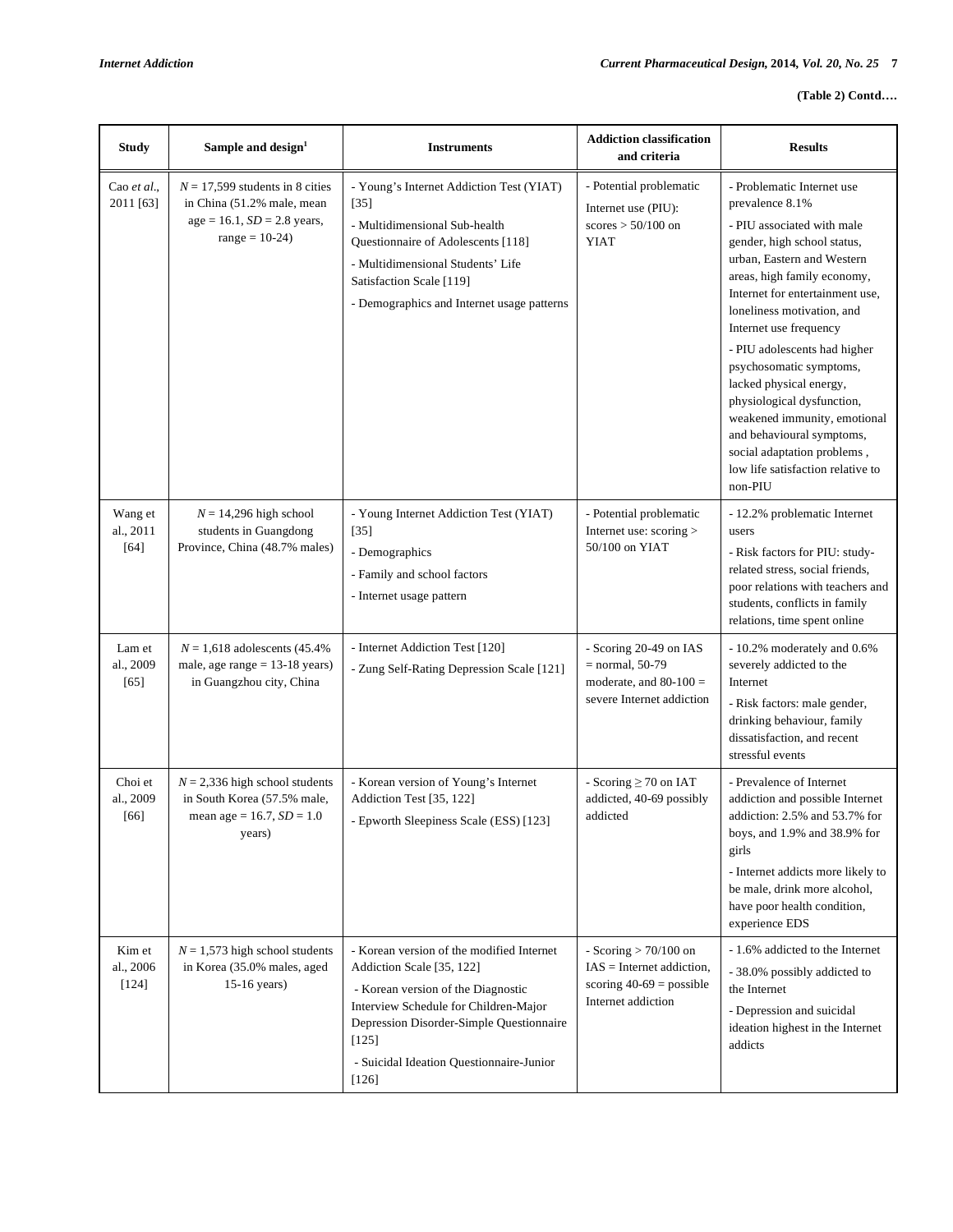**(Table 2) Contd….**

| Study | Sample and design[1] | Instruments | Addiction classification and criteria | Results |
|---|---|---|---|---|
| Cao *et al*., 2011 [63] | *N* = 17,599 students in 8 cities in China (51.2% male, mean age = 16.1, *SD* = 2.8 years, range = 10-24) | - Young's Internet Addiction Test (YIAT) [35]<br>- Multidimensional Sub-health Questionnaire of Adolescents [118]<br>- Multidimensional Students' Life Satisfaction Scale [119]<br>- Demographics and Internet usage patterns | - Potential problematic Internet use (PIU): scores > 50/100 on YIAT | - Problematic Internet use prevalence 8.1%<br>- PIU associated with male gender, high school status, urban, Eastern and Western areas, high family economy, Internet for entertainment use, loneliness motivation, and Internet use frequency<br>- PIU adolescents had higher psychosomatic symptoms, lacked physical energy, physiological dysfunction, weakened immunity, emotional and behavioural symptoms, social adaptation problems , low life satisfaction relative to non-PIU |
| Wang et al., 2011 [64] | *N* = 14,296 high school students in Guangdong Province, China (48.7% males) | - Young Internet Addiction Test (YIAT) [35]<br>- Demographics<br>- Family and school factors<br>- Internet usage pattern | - Potential problematic Internet use: scoring > 50/100 on YIAT | - 12.2% problematic Internet users<br>- Risk factors for PIU: study-related stress, social friends, poor relations with teachers and students, conflicts in family relations, time spent online |
| Lam et al., 2009 [65] | *N* = 1,618 adolescents (45.4% male, age range = 13-18 years) in Guangzhou city, China | - Internet Addiction Test [120]<br>- Zung Self-Rating Depression Scale [121] | - Scoring 20-49 on IAS = normal, 50-79 moderate, and 80-100 = severe Internet addiction | - 10.2% moderately and 0.6% severely addicted to the Internet<br>- Risk factors: male gender, drinking behaviour, family dissatisfaction, and recent stressful events |
| Choi et al., 2009 [66] | *N* = 2,336 high school students in South Korea (57.5% male, mean age = 16.7, *SD* = 1.0 years) | - Korean version of Young's Internet Addiction Test [35, 122]<br>- Epworth Sleepiness Scale (ESS) [123] | - Scoring ≥ 70 on IAT addicted, 40-69 possibly addicted | - Prevalence of Internet addiction and possible Internet addiction: 2.5% and 53.7% for boys, and 1.9% and 38.9% for girls<br>- Internet addicts more likely to be male, drink more alcohol, have poor health condition, experience EDS |
| Kim et al., 2006 [124] | *N* = 1,573 high school students in Korea (35.0% males, aged 15-16 years) | - Korean version of the modified Internet Addiction Scale [35, 122]<br>- Korean version of the Diagnostic Interview Schedule for Children-Major Depression Disorder-Simple Questionnaire [125]<br>- Suicidal Ideation Questionnaire-Junior [126] | - Scoring > 70/100 on IAS = Internet addiction, scoring 40-69 = possible Internet addiction | - 1.6% addicted to the Internet<br>- 38.0% possibly addicted to the Internet<br>- Depression and suicidal ideation highest in the Internet addicts |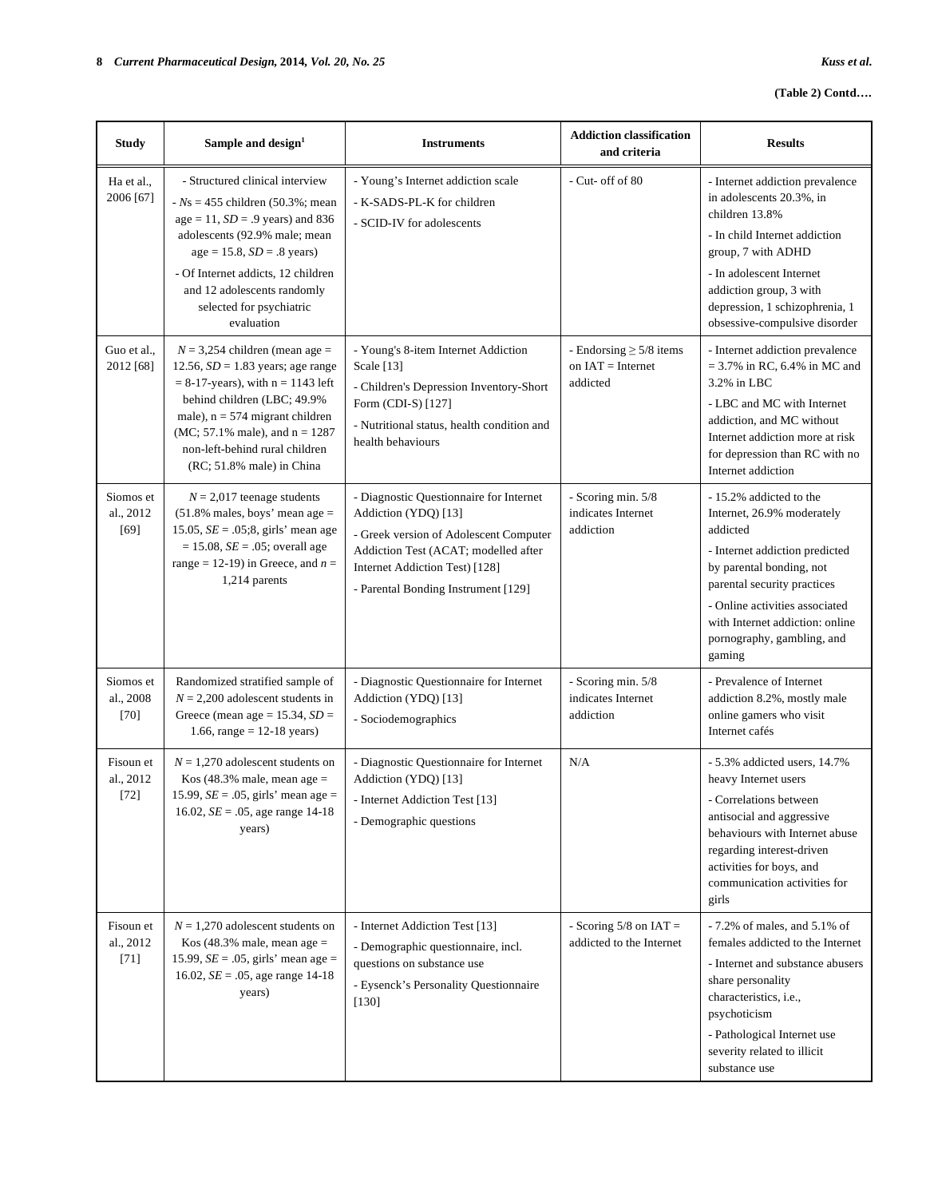**(Table 2) Contd….**

| Study | Sample and design[1] | Instruments | Addiction classification and criteria | Results |
|---|---|---|---|---|
| Ha et al., 2006 [67] | - Structured clinical interview<br>- *N*s = 455 children (50.3%; mean age = 11, *SD* = .9 years) and 836 adolescents (92.9% male; mean age = 15.8, *SD* = .8 years)<br>- Of Internet addicts, 12 children and 12 adolescents randomly selected for psychiatric evaluation | - Young's Internet addiction scale<br>- K-SADS-PL-K for children<br>- SCID-IV for adolescents | - Cut- off of 80 | - Internet addiction prevalence in adolescents 20.3%, in children 13.8%<br>- In child Internet addiction group, 7 with ADHD<br>- In adolescent Internet addiction group, 3 with depression, 1 schizophrenia, 1 obsessive-compulsive disorder |
| Guo et al., 2012 [68] | *N* = 3,254 children (mean age = 12.56, *SD* = 1.83 years; age range = 8-17-years), with n = 1143 left behind children (LBC; 49.9% male), n = 574 migrant children (MC; 57.1% male), and n = 1287 non-left-behind rural children (RC; 51.8% male) in China | - Young's 8-item Internet Addiction Scale [13]<br>- Children's Depression Inventory-Short Form (CDI-S) [127]<br>- Nutritional status, health condition and health behaviours | - Endorsing ≥ 5/8 items on IAT = Internet addicted | - Internet addiction prevalence = 3.7% in RC, 6.4% in MC and 3.2% in LBC<br>- LBC and MC with Internet addiction, and MC without Internet addiction more at risk for depression than RC with no Internet addiction |
| Siomos et al., 2012 [69] | *N* = 2,017 teenage students (51.8% males, boys' mean age = 15.05, *SE* = .05;8, girls' mean age = 15.08, *SE* = .05; overall age range = 12-19) in Greece, and *n* = 1,214 parents | - Diagnostic Questionnaire for Internet Addiction (YDQ) [13]<br>- Greek version of Adolescent Computer Addiction Test (ACAT; modelled after Internet Addiction Test) [128]<br>- Parental Bonding Instrument [129] | - Scoring min. 5/8 indicates Internet addiction | - 15.2% addicted to the Internet, 26.9% moderately addicted<br>- Internet addiction predicted by parental bonding, not parental security practices<br>- Online activities associated with Internet addiction: online pornography, gambling, and gaming |
| Siomos et al., 2008 [70] | Randomized stratified sample of *N* = 2,200 adolescent students in Greece (mean age = 15.34, *SD* = 1.66, range = 12-18 years) | - Diagnostic Questionnaire for Internet Addiction (YDQ) [13]<br>- Sociodemographics | - Scoring min. 5/8 indicates Internet addiction | - Prevalence of Internet addiction 8.2%, mostly male online gamers who visit Internet cafés |
| Fisoun et al., 2012 [72] | *N* = 1,270 adolescent students on Kos (48.3% male, mean age = 15.99, *SE* = .05, girls' mean age = 16.02, *SE* = .05, age range 14-18 years) | - Diagnostic Questionnaire for Internet Addiction (YDQ) [13]<br>- Internet Addiction Test [13]<br>- Demographic questions | N/A | - 5.3% addicted users, 14.7% heavy Internet users<br>- Correlations between antisocial and aggressive behaviours with Internet abuse regarding interest-driven activities for boys, and communication activities for girls |
| Fisoun et al., 2012 [71] | *N* = 1,270 adolescent students on Kos (48.3% male, mean age = 15.99, *SE* = .05, girls' mean age = 16.02, *SE* = .05, age range 14-18 years) | - Internet Addiction Test [13]<br>- Demographic questionnaire, incl. questions on substance use<br>- Eysenck's Personality Questionnaire [130] | - Scoring 5/8 on IAT = addicted to the Internet | - 7.2% of males, and 5.1% of females addicted to the Internet<br>- Internet and substance abusers share personality characteristics, i.e., psychoticism<br>- Pathological Internet use severity related to illicit substance use |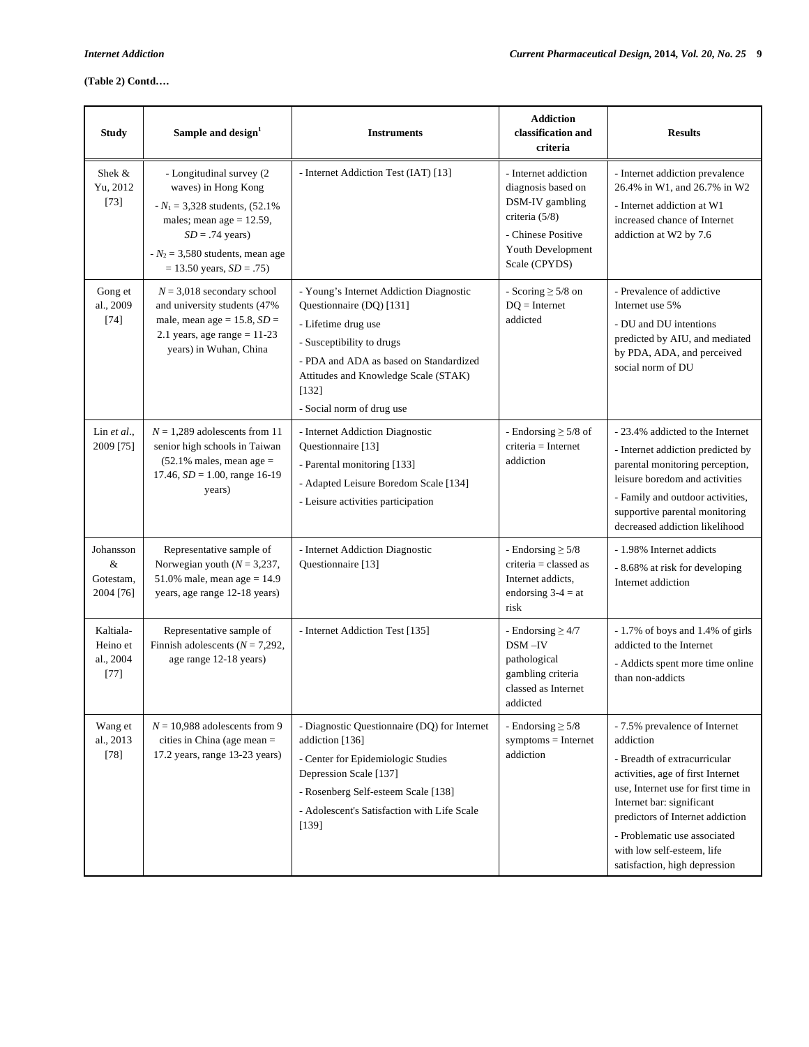**(Table 2) Contd….**

| Study | Sample and design[1] | Instruments | Addiction classification and criteria | Results |
|---|---|---|---|---|
| Shek & Yu, 2012 [73] | - Longitudinal survey (2 waves) in Hong Kong<br>- $N_1$ = 3,328 students, (52.1% males; mean age = 12.59, *SD* = .74 years)<br>- $N_2$ = 3,580 students, mean age = 13.50 years, *SD* = .75) | - Internet Addiction Test (IAT) [13] | - Internet addiction diagnosis based on DSM-IV gambling criteria (5/8)<br>- Chinese Positive Youth Development Scale (CPYDS) | - Internet addiction prevalence 26.4% in W1, and 26.7% in W2<br>- Internet addiction at W1 increased chance of Internet addiction at W2 by 7.6 |
| Gong et al., 2009 [74] | *N* = 3,018 secondary school and university students (47% male, mean age = 15.8, *SD* = 2.1 years, age range = 11-23 years) in Wuhan, China | - Young's Internet Addiction Diagnostic Questionnaire (DQ) [131]<br>- Lifetime drug use<br>- Susceptibility to drugs<br>- PDA and ADA as based on Standardized Attitudes and Knowledge Scale (STAK) [132]<br>- Social norm of drug use | - Scoring ≥ 5/8 on DQ = Internet addicted | - Prevalence of addictive Internet use 5%<br>- DU and DU intentions predicted by AIU, and mediated by PDA, ADA, and perceived social norm of DU |
| Lin *et al*., 2009 [75] | *N* = 1,289 adolescents from 11 senior high schools in Taiwan (52.1% males, mean age = 17.46, *SD* = 1.00, range 16-19 years) | - Internet Addiction Diagnostic Questionnaire [13]<br>- Parental monitoring [133]<br>- Adapted Leisure Boredom Scale [134]<br>- Leisure activities participation | - Endorsing ≥ 5/8 of criteria = Internet addiction | - 23.4% addicted to the Internet<br>- Internet addiction predicted by parental monitoring perception, leisure boredom and activities<br>- Family and outdoor activities, supportive parental monitoring decreased addiction likelihood |
| Johansson & Gotestam, 2004 [76] | Representative sample of Norwegian youth (*N* = 3,237, 51.0% male, mean age = 14.9 years, age range 12-18 years) | - Internet Addiction Diagnostic Questionnaire [13] | - Endorsing ≥ 5/8 criteria = classed as Internet addicts, endorsing 3-4 = at risk | - 1.98% Internet addicts<br>- 8.68% at risk for developing Internet addiction |
| Kaltiala-Heino et al., 2004 [77] | Representative sample of Finnish adolescents (*N* = 7,292, age range 12-18 years) | - Internet Addiction Test [135] | - Endorsing ≥ 4/7 DSM –IV pathological gambling criteria classed as Internet addicted | - 1.7% of boys and 1.4% of girls addicted to the Internet<br>- Addicts spent more time online than non-addicts |
| Wang et al., 2013 [78] | *N* = 10,988 adolescents from 9 cities in China (age mean = 17.2 years, range 13-23 years) | - Diagnostic Questionnaire (DQ) for Internet addiction [136]<br>- Center for Epidemiologic Studies Depression Scale [137]<br>- Rosenberg Self-esteem Scale [138]<br>- Adolescent's Satisfaction with Life Scale [139] | - Endorsing ≥ 5/8 symptoms = Internet addiction | - 7.5% prevalence of Internet addiction<br>- Breadth of extracurricular activities, age of first Internet use, Internet use for first time in Internet bar: significant predictors of Internet addiction<br>- Problematic use associated with low self-esteem, life satisfaction, high depression |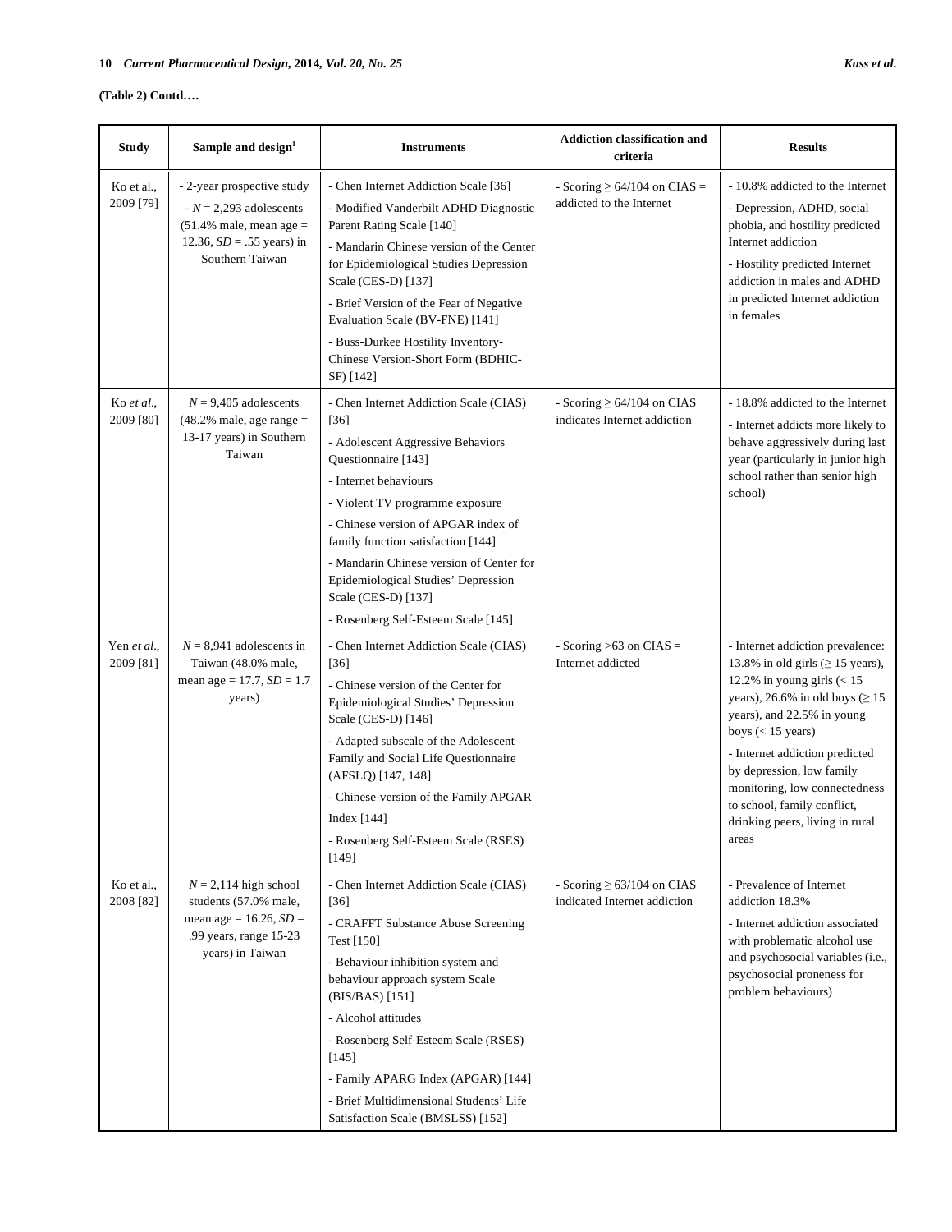**(Table 2) Contd….**

| Study | Sample and design[1] | Instruments | Addiction classification and criteria | Results |
|---|---|---|---|---|
| Ko et al., 2009 [79] | - 2-year prospective study<br>- *N* = 2,293 adolescents (51.4% male, mean age = 12.36, *SD* = .55 years) in Southern Taiwan | - Chen Internet Addiction Scale [36]<br>- Modified Vanderbilt ADHD Diagnostic Parent Rating Scale [140]<br>- Mandarin Chinese version of the Center for Epidemiological Studies Depression Scale (CES-D) [137]<br>- Brief Version of the Fear of Negative Evaluation Scale (BV-FNE) [141]<br>- Buss-Durkee Hostility Inventory-Chinese Version-Short Form (BDHIC-SF) [142] | - Scoring ≥ 64/104 on CIAS = addicted to the Internet | - 10.8% addicted to the Internet<br>- Depression, ADHD, social phobia, and hostility predicted Internet addiction<br>- Hostility predicted Internet addiction in males and ADHD in predicted Internet addiction in females |
| Ko *et al.*, 2009 [80] | *N* = 9,405 adolescents (48.2% male, age range = 13-17 years) in Southern Taiwan | - Chen Internet Addiction Scale (CIAS) [36]<br>- Adolescent Aggressive Behaviors Questionnaire [143]<br>- Internet behaviours<br>- Violent TV programme exposure<br>- Chinese version of APGAR index of family function satisfaction [144]<br>- Mandarin Chinese version of Center for Epidemiological Studies' Depression Scale (CES-D) [137]<br>- Rosenberg Self-Esteem Scale [145] | - Scoring ≥ 64/104 on CIAS indicates Internet addiction | - 18.8% addicted to the Internet<br>- Internet addicts more likely to behave aggressively during last year (particularly in junior high school rather than senior high school) |
| Yen *et al.*, 2009 [81] | *N* = 8,941 adolescents in Taiwan (48.0% male, mean age = 17.7, *SD* = 1.7 years) | - Chen Internet Addiction Scale (CIAS) [36]<br>- Chinese version of the Center for Epidemiological Studies' Depression Scale (CES-D) [146]<br>- Adapted subscale of the Adolescent Family and Social Life Questionnaire (AFSLQ) [147, 148]<br>- Chinese-version of the Family APGAR Index [144]<br>- Rosenberg Self-Esteem Scale (RSES) [149] | - Scoring >63 on CIAS = Internet addicted | - Internet addiction prevalence: 13.8% in old girls (≥ 15 years), 12.2% in young girls (< 15 years), 26.6% in old boys (≥ 15 years), and 22.5% in young boys (< 15 years)<br>- Internet addiction predicted by depression, low family monitoring, low connectedness to school, family conflict, drinking peers, living in rural areas |
| Ko et al., 2008 [82] | *N* = 2,114 high school students (57.0% male, mean age = 16.26, *SD* = .99 years, range 15-23 years) in Taiwan | - Chen Internet Addiction Scale (CIAS) [36]<br>- CRAFFT Substance Abuse Screening Test [150]<br>- Behaviour inhibition system and behaviour approach system Scale (BIS/BAS) [151]<br>- Alcohol attitudes<br>- Rosenberg Self-Esteem Scale (RSES) [145]<br>- Family APARG Index (APGAR) [144]<br>- Brief Multidimensional Students' Life Satisfaction Scale (BMSLSS) [152] | - Scoring ≥ 63/104 on CIAS indicated Internet addiction | - Prevalence of Internet addiction 18.3%<br>- Internet addiction associated with problematic alcohol use and psychosocial variables (i.e., psychosocial proneness for problem behaviours) |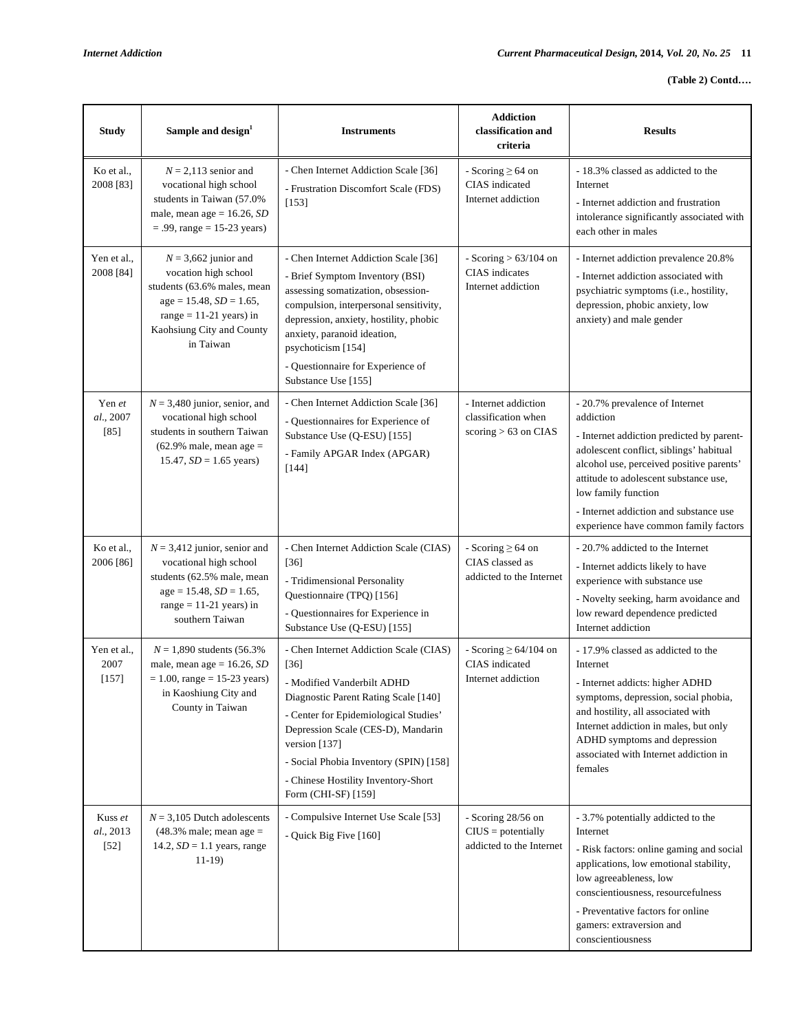**(Table 2) Contd….**

| Study | Sample and design[1] | Instruments | Addiction classification and criteria | Results |
|---|---|---|---|---|
| Ko et al., 2008 [83] | $N$ = 2,113 senior and vocational high school students in Taiwan (57.0% male, mean age = 16.26, $SD$ = .99, range = 15-23 years) | - Chen Internet Addiction Scale [36]<br>- Frustration Discomfort Scale (FDS) [153] | - Scoring ≥ 64 on CIAS indicated Internet addiction | - 18.3% classed as addicted to the Internet<br>- Internet addiction and frustration intolerance significantly associated with each other in males |
| Yen et al., 2008 [84] | $N$ = 3,662 junior and vocation high school students (63.6% males, mean age = 15.48, $SD$ = 1.65, range = 11-21 years) in Kaohsiung City and County in Taiwan | - Chen Internet Addiction Scale [36]<br>- Brief Symptom Inventory (BSI) assessing somatization, obsession-compulsion, interpersonal sensitivity, depression, anxiety, hostility, phobic anxiety, paranoid ideation, psychoticism [154]<br>- Questionnaire for Experience of Substance Use [155] | - Scoring > 63/104 on CIAS indicates Internet addiction | - Internet addiction prevalence 20.8%<br>- Internet addiction associated with psychiatric symptoms (i.e., hostility, depression, phobic anxiety, low anxiety) and male gender |
| Yen *et al.*, 2007 [85] | $N$ = 3,480 junior, senior, and vocational high school students in southern Taiwan (62.9% male, mean age = 15.47, $SD$ = 1.65 years) | - Chen Internet Addiction Scale [36]<br>- Questionnaires for Experience of Substance Use (Q-ESU) [155]<br>- Family APGAR Index (APGAR) [144] | - Internet addiction classification when scoring > 63 on CIAS | - 20.7% prevalence of Internet addiction<br>- Internet addiction predicted by parent-adolescent conflict, siblings' habitual alcohol use, perceived positive parents' attitude to adolescent substance use, low family function<br>- Internet addiction and substance use experience have common family factors |
| Ko et al., 2006 [86] | $N$ = 3,412 junior, senior and vocational high school students (62.5% male, mean age = 15.48, $SD$ = 1.65, range = 11-21 years) in southern Taiwan | - Chen Internet Addiction Scale (CIAS) [36]<br>- Tridimensional Personality Questionnaire (TPQ) [156]<br>- Questionnaires for Experience in Substance Use (Q-ESU) [155] | - Scoring ≥ 64 on CIAS classed as addicted to the Internet | - 20.7% addicted to the Internet<br>- Internet addicts likely to have experience with substance use<br>- Novelty seeking, harm avoidance and low reward dependence predicted Internet addiction |
| Yen et al., 2007 [157] | $N$ = 1,890 students (56.3% male, mean age = 16.26, $SD$ = 1.00, range = 15-23 years) in Kaoshiung City and County in Taiwan | - Chen Internet Addiction Scale (CIAS) [36]<br>- Modified Vanderbilt ADHD Diagnostic Parent Rating Scale [140]<br>- Center for Epidemiological Studies' Depression Scale (CES-D), Mandarin version [137]<br>- Social Phobia Inventory (SPIN) [158]<br>- Chinese Hostility Inventory-Short Form (CHI-SF) [159] | - Scoring ≥ 64/104 on CIAS indicated Internet addiction | - 17.9% classed as addicted to the Internet<br>- Internet addicts: higher ADHD symptoms, depression, social phobia, and hostility, all associated with Internet addiction in males, but only ADHD symptoms and depression associated with Internet addiction in females |
| Kuss *et al.*, 2013 [52] | $N$ = 3,105 Dutch adolescents (48.3% male; mean age = 14.2, $SD$ = 1.1 years, range 11-19) | - Compulsive Internet Use Scale [53]<br>- Quick Big Five [160] | - Scoring 28/56 on CIUS = potentially addicted to the Internet | - 3.7% potentially addicted to the Internet<br>- Risk factors: online gaming and social applications, low emotional stability, low agreeableness, low conscientiousness, resourcefulness<br>- Preventative factors for online gamers: extraversion and conscientiousness |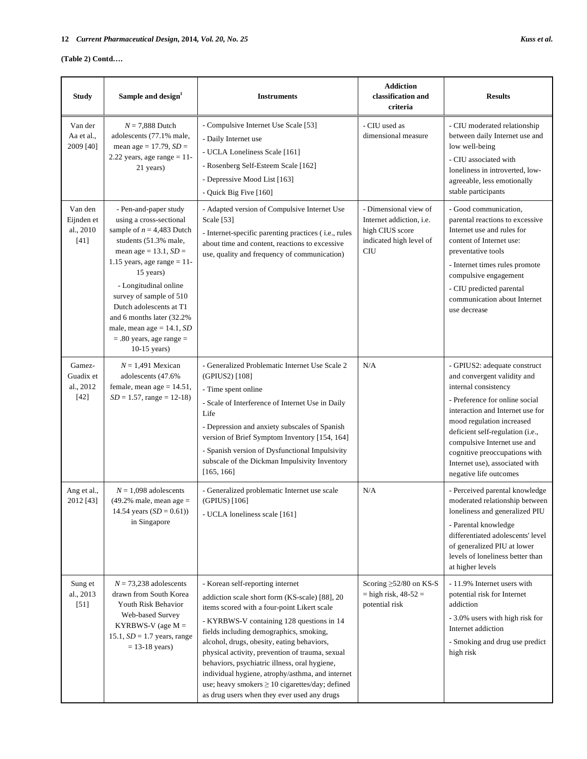**(Table 2) Contd….**

| Study | Sample and design[1] | Instruments | Addiction classification and criteria | Results |
|---|---|---|---|---|
| Van der Aa et al., 2009 [40] | *N* = 7,888 Dutch adolescents (77.1% male, mean age = 17.79, *SD* = 2.22 years, age range = 11-21 years) | - Compulsive Internet Use Scale [53]<br>- Daily Internet use<br>- UCLA Loneliness Scale [161]<br>- Rosenberg Self-Esteem Scale [162]<br>- Depressive Mood List [163]<br>- Quick Big Five [160] | - CIU used as dimensional measure | - CIU moderated relationship between daily Internet use and low well-being<br>- CIU associated with loneliness in introverted, low-agreeable, less emotionally stable participants |
| Van den Eijnden et al., 2010 [41] | - Pen-and-paper study using a cross-sectional sample of *n* = 4,483 Dutch students (51.3% male, mean age = 13.1, *SD* = 1.15 years, age range = 11-15 years)<br>- Longitudinal online survey of sample of 510 Dutch adolescents at T1 and 6 months later (32.2% male, mean age = 14.1, *SD* = .80 years, age range = 10-15 years) | - Adapted version of Compulsive Internet Use Scale [53]<br>- Internet-specific parenting practices ( i.e., rules about time and content, reactions to excessive use, quality and frequency of communication) | - Dimensional view of Internet addiction, i.e. high CIUS score indicated high level of CIU | - Good communication, parental reactions to excessive Internet use and rules for content of Internet use: preventative tools<br>- Internet times rules promote compulsive engagement<br>- CIU predicted parental communication about Internet use decrease |
| Gamez-Guadix et al., 2012 [42] | *N* = 1,491 Mexican adolescents (47.6% female, mean age = 14.51, *SD* = 1.57, range = 12-18) | - Generalized Problematic Internet Use Scale 2 (GPIUS2) [108]<br>- Time spent online<br>- Scale of Interference of Internet Use in Daily Life<br>- Depression and anxiety subscales of Spanish version of Brief Symptom Inventory [154, 164]<br>- Spanish version of Dysfunctional Impulsivity subscale of the Dickman Impulsivity Inventory [165, 166] | N/A | - GPIUS2: adequate construct and convergent validity and internal consistency<br>- Preference for online social interaction and Internet use for mood regulation increased deficient self-regulation (i.e., compulsive Internet use and cognitive preoccupations with Internet use), associated with negative life outcomes |
| Ang et al., 2012 [43] | *N* = 1,098 adolescents (49.2% male, mean age = 14.54 years (*SD* = 0.61)) in Singapore | - Generalized problematic Internet use scale (GPIUS) [106]<br>- UCLA loneliness scale [161] | N/A | - Perceived parental knowledge moderated relationship between loneliness and generalized PIU<br>- Parental knowledge differentiated adolescents' level of generalized PIU at lower levels of loneliness better than at higher levels |
| Sung et al., 2013 [51] | *N* = 73,238 adolescents drawn from South Korea Youth Risk Behavior Web-based Survey KYRBWS-V (age M = 15.1, *SD* = 1.7 years, range = 13-18 years) | - Korean self-reporting internet addiction scale short form (KS-scale) [88], 20 items scored with a four-point Likert scale<br>- KYRBWS-V containing 128 questions in 14 fields including demographics, smoking, alcohol, drugs, obesity, eating behaviors, physical activity, prevention of trauma, sexual behaviors, psychiatric illness, oral hygiene, individual hygiene, atrophy/asthma, and internet use; heavy smokers ≥ 10 cigarettes/day; defined as drug users when they ever used any drugs | Scoring ≥52/80 on KS-S = high risk, 48-52 = potential risk | - 11.9% Internet users with potential risk for Internet addiction<br>- 3.0% users with high risk for Internet addiction<br>- Smoking and drug use predict high risk |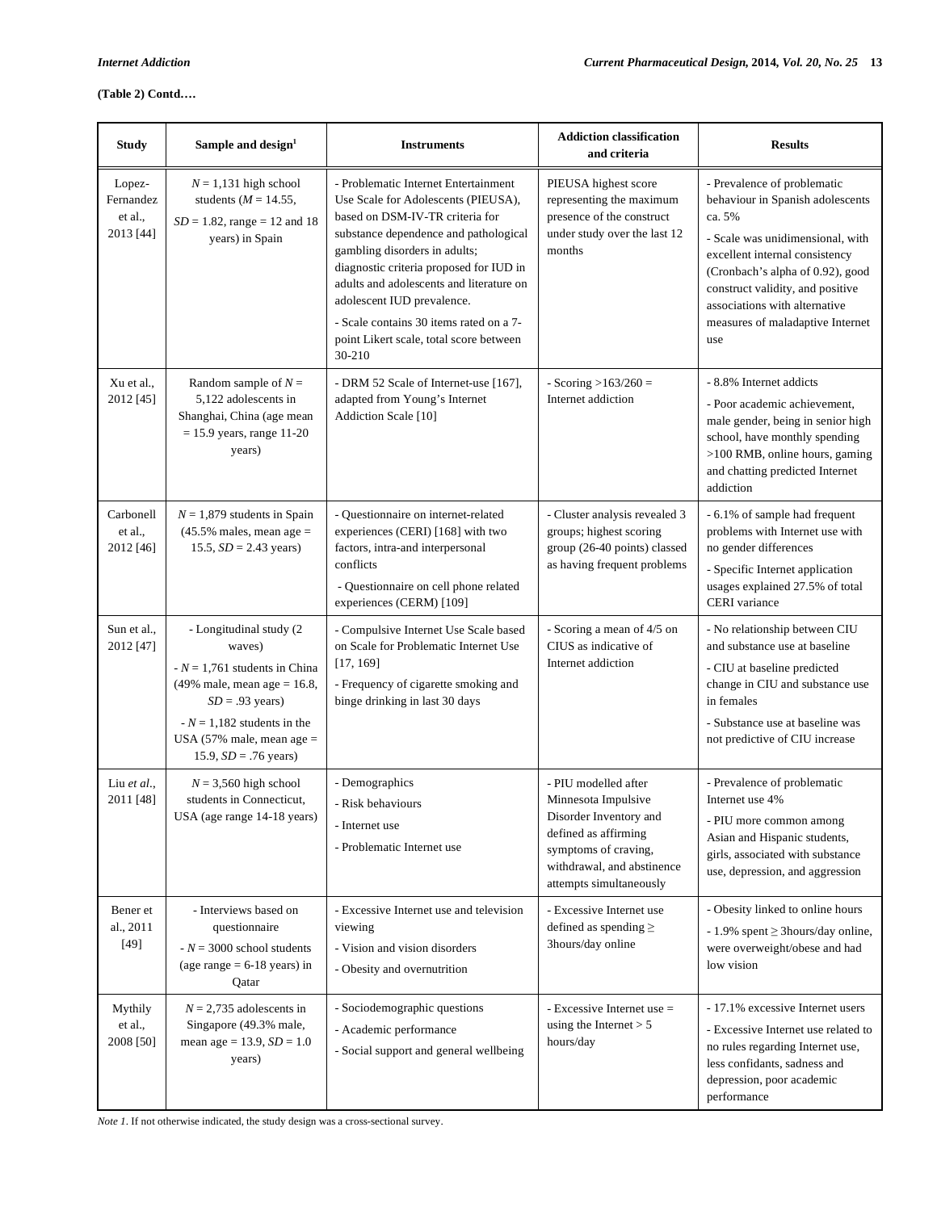**(Table 2) Contd….**

| Study | Sample and design[1] | Instruments | Addiction classification and criteria | Results |
|---|---|---|---|---|
| Lopez-Fernandez et al., 2013 [44] | $N$ = 1,131 high school students ($M$ = 14.55, $SD$ = 1.82, range = 12 and 18 years) in Spain | - Problematic Internet Entertainment Use Scale for Adolescents (PIEUSA), based on DSM-IV-TR criteria for substance dependence and pathological gambling disorders in adults; diagnostic criteria proposed for IUD in adults and adolescents and literature on adolescent IUD prevalence.<br>- Scale contains 30 items rated on a 7-point Likert scale, total score between 30-210 | PIEUSA highest score representing the maximum presence of the construct under study over the last 12 months | - Prevalence of problematic behaviour in Spanish adolescents ca. 5%<br>- Scale was unidimensional, with excellent internal consistency (Cronbach's alpha of 0.92), good construct validity, and positive associations with alternative measures of maladaptive Internet use |
| Xu et al., 2012 [45] | Random sample of $N$ = 5,122 adolescents in Shanghai, China (age mean = 15.9 years, range 11-20 years) | - DRM 52 Scale of Internet-use [167], adapted from Young's Internet Addiction Scale [10] | - Scoring >163/260 = Internet addiction | - 8.8% Internet addicts<br>- Poor academic achievement, male gender, being in senior high school, have monthly spending >100 RMB, online hours, gaming and chatting predicted Internet addiction |
| Carbonell et al., 2012 [46] | $N$ = 1,879 students in Spain (45.5% males, mean age = 15.5, $SD$ = 2.43 years) | - Questionnaire on internet-related experiences (CERI) [168] with two factors, intra-and interpersonal conflicts<br>- Questionnaire on cell phone related experiences (CERM) [109] | - Cluster analysis revealed 3 groups; highest scoring group (26-40 points) classed as having frequent problems | - 6.1% of sample had frequent problems with Internet use with no gender differences<br>- Specific Internet application usages explained 27.5% of total CERI variance |
| Sun et al., 2012 [47] | - Longitudinal study (2 waves)<br>- $N$ = 1,761 students in China (49% male, mean age = 16.8, $SD$ = .93 years)<br>- $N$ = 1,182 students in the USA (57% male, mean age = 15.9, $SD$ = .76 years) | - Compulsive Internet Use Scale based on Scale for Problematic Internet Use [17, 169]<br>- Frequency of cigarette smoking and binge drinking in last 30 days | - Scoring a mean of 4/5 on CIUS as indicative of Internet addiction | - No relationship between CIU and substance use at baseline<br>- CIU at baseline predicted change in CIU and substance use in females<br>- Substance use at baseline was not predictive of CIU increase |
| Liu *et al.*, 2011 [48] | $N$ = 3,560 high school students in Connecticut, USA (age range 14-18 years) | - Demographics<br>- Risk behaviours<br>- Internet use<br>- Problematic Internet use | - PIU modelled after Minnesota Impulsive Disorder Inventory and defined as affirming symptoms of craving, withdrawal, and abstinence attempts simultaneously | - Prevalence of problematic Internet use 4%<br>- PIU more common among Asian and Hispanic students, girls, associated with substance use, depression, and aggression |
| Bener et al., 2011 [49] | - Interviews based on questionnaire<br>- $N$ = 3000 school students (age range = 6-18 years) in Qatar | - Excessive Internet use and television viewing<br>- Vision and vision disorders<br>- Obesity and overnutrition | - Excessive Internet use defined as spending ≥ 3hours/day online | - Obesity linked to online hours<br>- 1.9% spent ≥ 3hours/day online, were overweight/obese and had low vision |
| Mythily et al., 2008 [50] | $N$ = 2,735 adolescents in Singapore (49.3% male, mean age = 13.9, $SD$ = 1.0 years) | - Sociodemographic questions<br>- Academic performance<br>- Social support and general wellbeing | - Excessive Internet use = using the Internet > 5 hours/day | - 17.1% excessive Internet users<br>- Excessive Internet use related to no rules regarding Internet use, less confidants, sadness and depression, poor academic performance |

*Note 1*. If not otherwise indicated, the study design was a cross-sectional survey.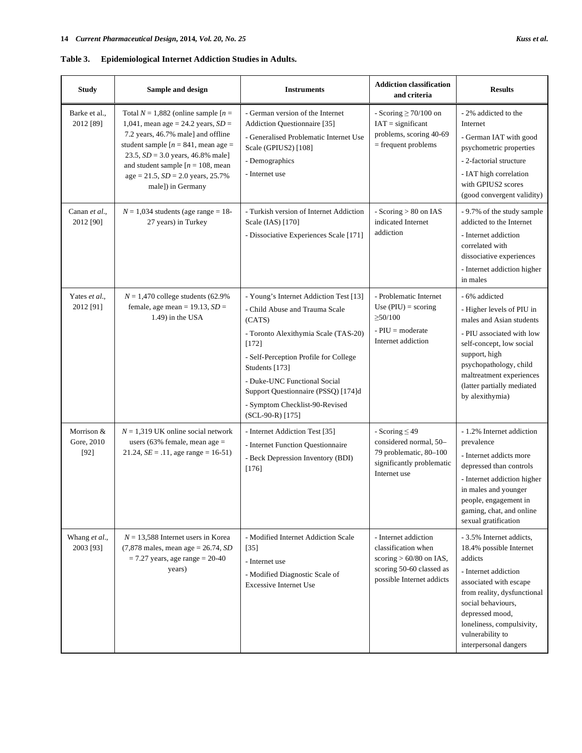**Table 3. Epidemiological Internet Addiction Studies in Adults.**

| Study | Sample and design | Instruments | Addiction classification and criteria | Results |
|---|---|---|---|---|
| Barke et al., 2012 [89] | Total $N$ = 1,882 (online sample [$n$ = 1,041, mean age = 24.2 years, $SD$ = 7.2 years, 46.7% male] and offline student sample [$n$ = 841, mean age = 23.5, $SD$ = 3.0 years, 46.8% male] and student sample [$n$ = 108, mean age = 21.5, $SD$ = 2.0 years, 25.7% male]) in Germany | - German version of the Internet Addiction Questionnaire [35]<br>- Generalised Problematic Internet Use Scale (GPIUS2) [108]<br>- Demographics<br>- Internet use | - Scoring ≥ 70/100 on IAT = significant problems, scoring 40-69 = frequent problems | - 2% addicted to the Internet<br>- German IAT with good psychometric properties<br>- 2-factorial structure<br>- IAT high correlation with GPIUS2 scores (good convergent validity) |
| Canan *et al*., 2012 [90] | $N$ = 1,034 students (age range = 18-27 years) in Turkey | - Turkish version of Internet Addiction Scale (IAS) [170]<br>- Dissociative Experiences Scale [171] | - Scoring > 80 on IAS indicated Internet addiction | - 9.7% of the study sample addicted to the Internet<br>- Internet addiction correlated with dissociative experiences<br>- Internet addiction higher in males |
| Yates *et al*., 2012 [91] | $N$ = 1,470 college students (62.9% female, age mean = 19.13, $SD$ = 1.49) in the USA | - Young's Internet Addiction Test [13]<br>- Child Abuse and Trauma Scale (CATS)<br>- Toronto Alexithymia Scale (TAS-20) [172]<br>- Self-Perception Profile for College Students [173]<br>- Duke-UNC Functional Social Support Questionnaire (PSSQ) [174]d<br>- Symptom Checklist-90-Revised (SCL-90-R) [175] | - Problematic Internet Use (PIU) = scoring ≥50/100<br>- PIU = moderate Internet addiction | - 6% addicted<br>- Higher levels of PIU in males and Asian students<br>- PIU associated with low self-concept, low social support, high psychopathology, child maltreatment experiences (latter partially mediated by alexithymia) |
| Morrison & Gore, 2010 [92] | $N$ = 1,319 UK online social network users (63% female, mean age = 21.24, $SE$ = .11, age range = 16-51) | - Internet Addiction Test [35]<br>- Internet Function Questionnaire<br>- Beck Depression Inventory (BDI) [176] | - Scoring ≤ 49 considered normal, 50–79 problematic, 80–100 significantly problematic Internet use | - 1.2% Internet addiction prevalence<br>- Internet addicts more depressed than controls<br>- Internet addiction higher in males and younger people, engagement in gaming, chat, and online sexual gratification |
| Whang *et al*., 2003 [93] | $N$ = 13,588 Internet users in Korea (7,878 males, mean age = 26.74, $SD$ = 7.27 years, age range = 20-40 years) | - Modified Internet Addiction Scale [35]<br>- Internet use<br>- Modified Diagnostic Scale of Excessive Internet Use | - Internet addiction classification when scoring > 60/80 on IAS, scoring 50-60 classed as possible Internet addicts | - 3.5% Internet addicts, 18.4% possible Internet addicts<br>- Internet addiction associated with escape from reality, dysfunctional social behaviours, depressed mood, loneliness, compulsivity, vulnerability to interpersonal dangers |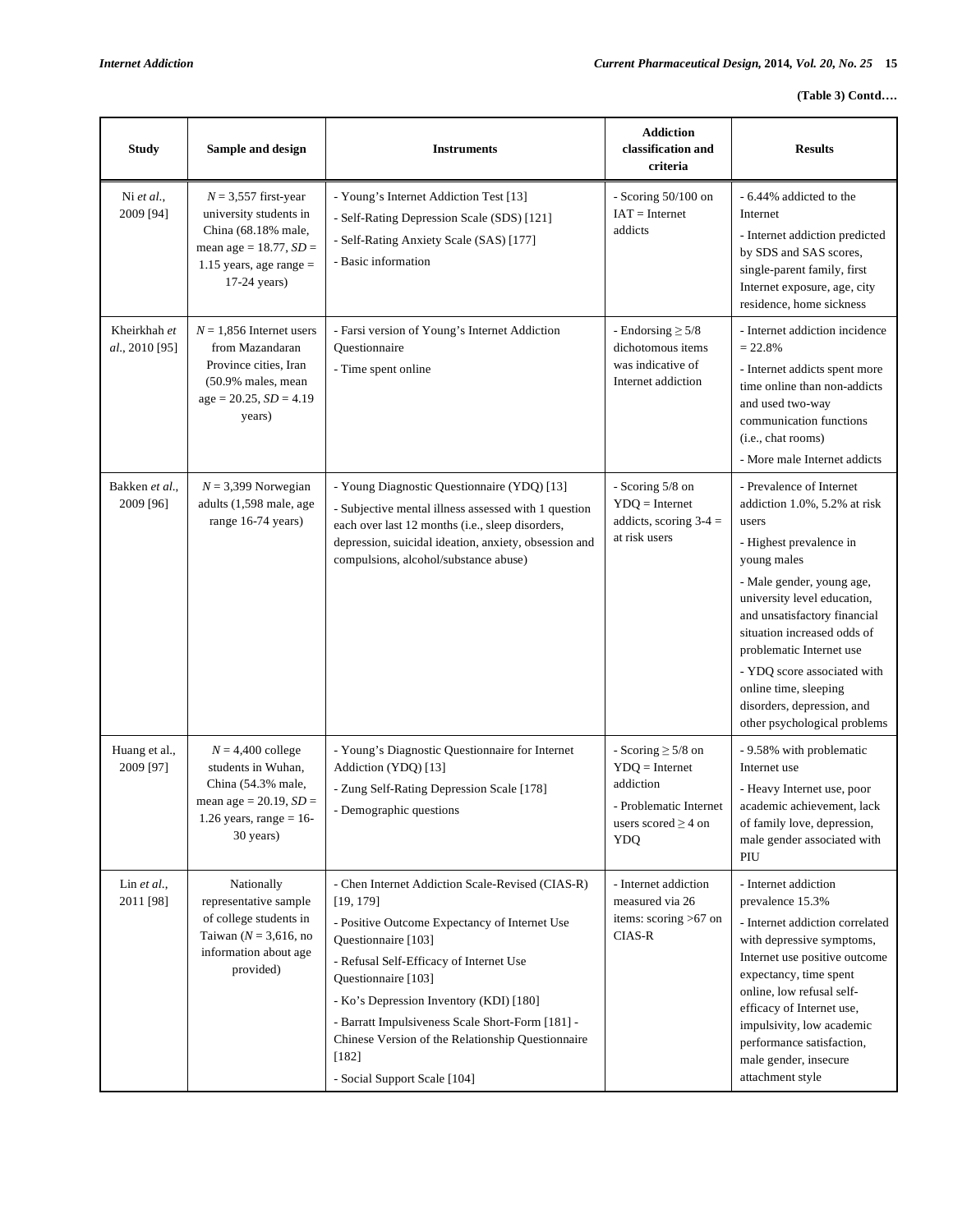**(Table 3) Contd….**

| Study | Sample and design | Instruments | Addiction classification and criteria | Results |
|---|---|---|---|---|
| Ni *et al.*, 2009 [94] | $N$ = 3,557 first-year university students in China (68.18% male, mean age = 18.77, $SD$ = 1.15 years, age range = 17-24 years) | - Young's Internet Addiction Test [13]<br>- Self-Rating Depression Scale (SDS) [121]<br>- Self-Rating Anxiety Scale (SAS) [177]<br>- Basic information | - Scoring 50/100 on IAT = Internet addicts | - 6.44% addicted to the Internet<br>- Internet addiction predicted by SDS and SAS scores, single-parent family, first Internet exposure, age, city residence, home sickness |
| Kheirkhah *et al.*, 2010 [95] | $N$ = 1,856 Internet users from Mazandaran Province cities, Iran (50.9% males, mean age = 20.25, $SD$ = 4.19 years) | - Farsi version of Young's Internet Addiction Questionnaire<br>- Time spent online | - Endorsing ≥ 5/8 dichotomous items was indicative of Internet addiction | - Internet addiction incidence = 22.8%<br>- Internet addicts spent more time online than non-addicts and used two-way communication functions (i.e., chat rooms)<br>- More male Internet addicts |
| Bakken *et al.*, 2009 [96] | $N$ = 3,399 Norwegian adults (1,598 male, age range 16-74 years) | - Young Diagnostic Questionnaire (YDQ) [13]<br>- Subjective mental illness assessed with 1 question each over last 12 months (i.e., sleep disorders, depression, suicidal ideation, anxiety, obsession and compulsions, alcohol/substance abuse) | - Scoring 5/8 on YDQ = Internet addicts, scoring 3-4 = at risk users | - Prevalence of Internet addiction 1.0%, 5.2% at risk users<br>- Highest prevalence in young males<br>- Male gender, young age, university level education, and unsatisfactory financial situation increased odds of problematic Internet use<br>- YDQ score associated with online time, sleeping disorders, depression, and other psychological problems |
| Huang et al., 2009 [97] | $N$ = 4,400 college students in Wuhan, China (54.3% male, mean age = 20.19, $SD$ = 1.26 years, range = 16-30 years) | - Young's Diagnostic Questionnaire for Internet Addiction (YDQ) [13]<br>- Zung Self-Rating Depression Scale [178]<br>- Demographic questions | - Scoring ≥ 5/8 on YDQ = Internet addiction<br>- Problematic Internet users scored ≥ 4 on YDQ | - 9.58% with problematic Internet use<br>- Heavy Internet use, poor academic achievement, lack of family love, depression, male gender associated with PIU |
| Lin *et al.*, 2011 [98] | Nationally representative sample of college students in Taiwan ($N$ = 3,616, no information about age provided) | - Chen Internet Addiction Scale-Revised (CIAS-R) [19, 179]<br>- Positive Outcome Expectancy of Internet Use Questionnaire [103]<br>- Refusal Self-Efficacy of Internet Use Questionnaire [103]<br>- Ko's Depression Inventory (KDI) [180]<br>- Barratt Impulsiveness Scale Short-Form [181] - Chinese Version of the Relationship Questionnaire [182]<br>- Social Support Scale [104] | - Internet addiction measured via 26 items: scoring >67 on CIAS-R | - Internet addiction prevalence 15.3%<br>- Internet addiction correlated with depressive symptoms, Internet use positive outcome expectancy, time spent online, low refusal self-efficacy of Internet use, impulsivity, low academic performance satisfaction, male gender, insecure attachment style |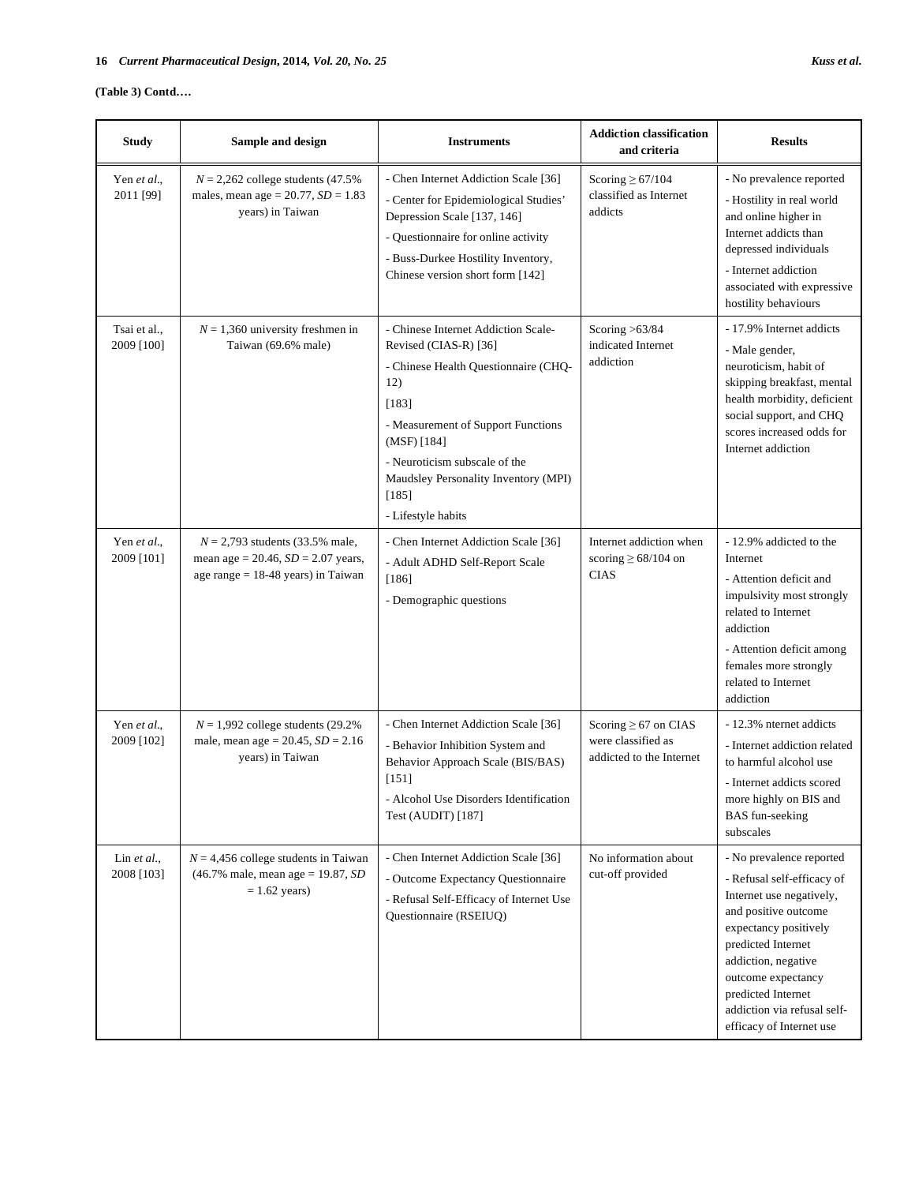**(Table 3) Contd….**

| Study | Sample and design | Instruments | Addiction classification and criteria | Results |
|---|---|---|---|---|
| Yen *et al.*, 2011 [99] | *N* = 2,262 college students (47.5% males, mean age = 20.77, *SD* = 1.83 years) in Taiwan | - Chen Internet Addiction Scale [36]<br>- Center for Epidemiological Studies' Depression Scale [137, 146]<br>- Questionnaire for online activity<br>- Buss-Durkee Hostility Inventory, Chinese version short form [142] | Scoring ≥ 67/104 classified as Internet addicts | - No prevalence reported<br>- Hostility in real world and online higher in Internet addicts than depressed individuals<br>- Internet addiction associated with expressive hostility behaviours |
| Tsai et al., 2009 [100] | *N* = 1,360 university freshmen in Taiwan (69.6% male) | - Chinese Internet Addiction Scale-Revised (CIAS-R) [36]<br>- Chinese Health Questionnaire (CHQ-12)<br>[183]<br>- Measurement of Support Functions (MSF) [184]<br>- Neuroticism subscale of the Maudsley Personality Inventory (MPI) [185]<br>- Lifestyle habits | Scoring >63/84 indicated Internet addiction | - 17.9% Internet addicts<br>- Male gender, neuroticism, habit of skipping breakfast, mental health morbidity, deficient social support, and CHQ scores increased odds for Internet addiction |
| Yen *et al.*, 2009 [101] | *N* = 2,793 students (33.5% male, mean age = 20.46, *SD* = 2.07 years, age range = 18-48 years) in Taiwan | - Chen Internet Addiction Scale [36]<br>- Adult ADHD Self-Report Scale [186]<br>- Demographic questions | Internet addiction when scoring ≥ 68/104 on CIAS | - 12.9% addicted to the Internet<br>- Attention deficit and impulsivity most strongly related to Internet addiction<br>- Attention deficit among females more strongly related to Internet addiction |
| Yen *et al.*, 2009 [102] | *N* = 1,992 college students (29.2% male, mean age = 20.45, *SD* = 2.16 years) in Taiwan | - Chen Internet Addiction Scale [36]<br>- Behavior Inhibition System and Behavior Approach Scale (BIS/BAS) [151]<br>- Alcohol Use Disorders Identification Test (AUDIT) [187] | Scoring ≥ 67 on CIAS were classified as addicted to the Internet | - 12.3% nternet addicts<br>- Internet addiction related to harmful alcohol use<br>- Internet addicts scored more highly on BIS and BAS fun-seeking subscales |
| Lin *et al.*, 2008 [103] | *N* = 4,456 college students in Taiwan (46.7% male, mean age = 19.87, *SD* = 1.62 years) | - Chen Internet Addiction Scale [36]<br>- Outcome Expectancy Questionnaire<br>- Refusal Self-Efficacy of Internet Use Questionnaire (RSEIUQ) | No information about cut-off provided | - No prevalence reported<br>- Refusal self-efficacy of Internet use negatively, and positive outcome expectancy positively predicted Internet addiction, negative outcome expectancy predicted Internet addiction via refusal self-efficacy of Internet use |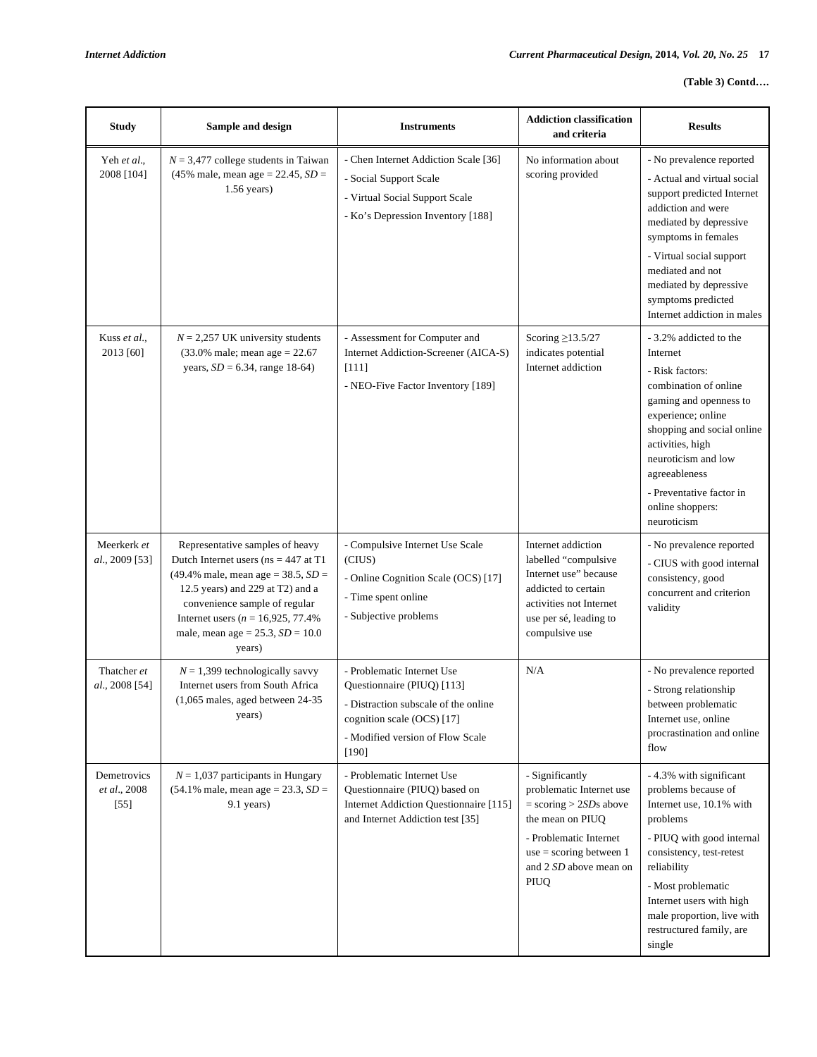**(Table 3) Contd….**

| Study | Sample and design | Instruments | Addiction classification and criteria | Results |
|---|---|---|---|---|
| Yeh *et al*., 2008 [104] | *N* = 3,477 college students in Taiwan (45% male, mean age = 22.45, *SD* = 1.56 years) | - Chen Internet Addiction Scale [36]<br>- Social Support Scale<br>- Virtual Social Support Scale<br>- Ko's Depression Inventory [188] | No information about scoring provided | - No prevalence reported<br>- Actual and virtual social support predicted Internet addiction and were mediated by depressive symptoms in females<br>- Virtual social support mediated and not mediated by depressive symptoms predicted Internet addiction in males |
| Kuss *et al*., 2013 [60] | *N* = 2,257 UK university students (33.0% male; mean age = 22.67 years, *SD* = 6.34, range 18-64) | - Assessment for Computer and Internet Addiction-Screener (AICA-S) [111]<br>- NEO-Five Factor Inventory [189] | Scoring ≥13.5/27 indicates potential Internet addiction | - 3.2% addicted to the Internet<br>- Risk factors: combination of online gaming and openness to experience; online shopping and social online activities, high neuroticism and low agreeableness<br>- Preventative factor in online shoppers: neuroticism |
| Meerkerk *et al*., 2009 [53] | Representative samples of heavy Dutch Internet users (*ns* = 447 at T1 (49.4% male, mean age = 38.5, *SD* = 12.5 years) and 229 at T2) and a convenience sample of regular Internet users (*n* = 16,925, 77.4% male, mean age = 25.3, *SD* = 10.0 years) | - Compulsive Internet Use Scale (CIUS)<br>- Online Cognition Scale (OCS) [17]<br>- Time spent online<br>- Subjective problems | Internet addiction labelled "compulsive Internet use" because addicted to certain activities not Internet use per sé, leading to compulsive use | - No prevalence reported<br>- CIUS with good internal consistency, good concurrent and criterion validity |
| Thatcher *et al*., 2008 [54] | *N* = 1,399 technologically savvy Internet users from South Africa (1,065 males, aged between 24-35 years) | - Problematic Internet Use Questionnaire (PIUQ) [113]<br>- Distraction subscale of the online cognition scale (OCS) [17]<br>- Modified version of Flow Scale [190] | N/A | - No prevalence reported<br>- Strong relationship between problematic Internet use, online procrastination and online flow |
| Demetrovics *et al*., 2008 [55] | *N* = 1,037 participants in Hungary (54.1% male, mean age = 23.3, *SD* = 9.1 years) | - Problematic Internet Use Questionnaire (PIUQ) based on Internet Addiction Questionnaire [115] and Internet Addiction test [35] | - Significantly problematic Internet use = scoring > 2*SD*s above the mean on PIUQ<br>- Problematic Internet use = scoring between 1 and 2 *SD* above mean on PIUQ | - 4.3% with significant problems because of Internet use, 10.1% with problems<br>- PIUQ with good internal consistency, test-retest reliability<br>- Most problematic Internet users with high male proportion, live with restructured family, are single |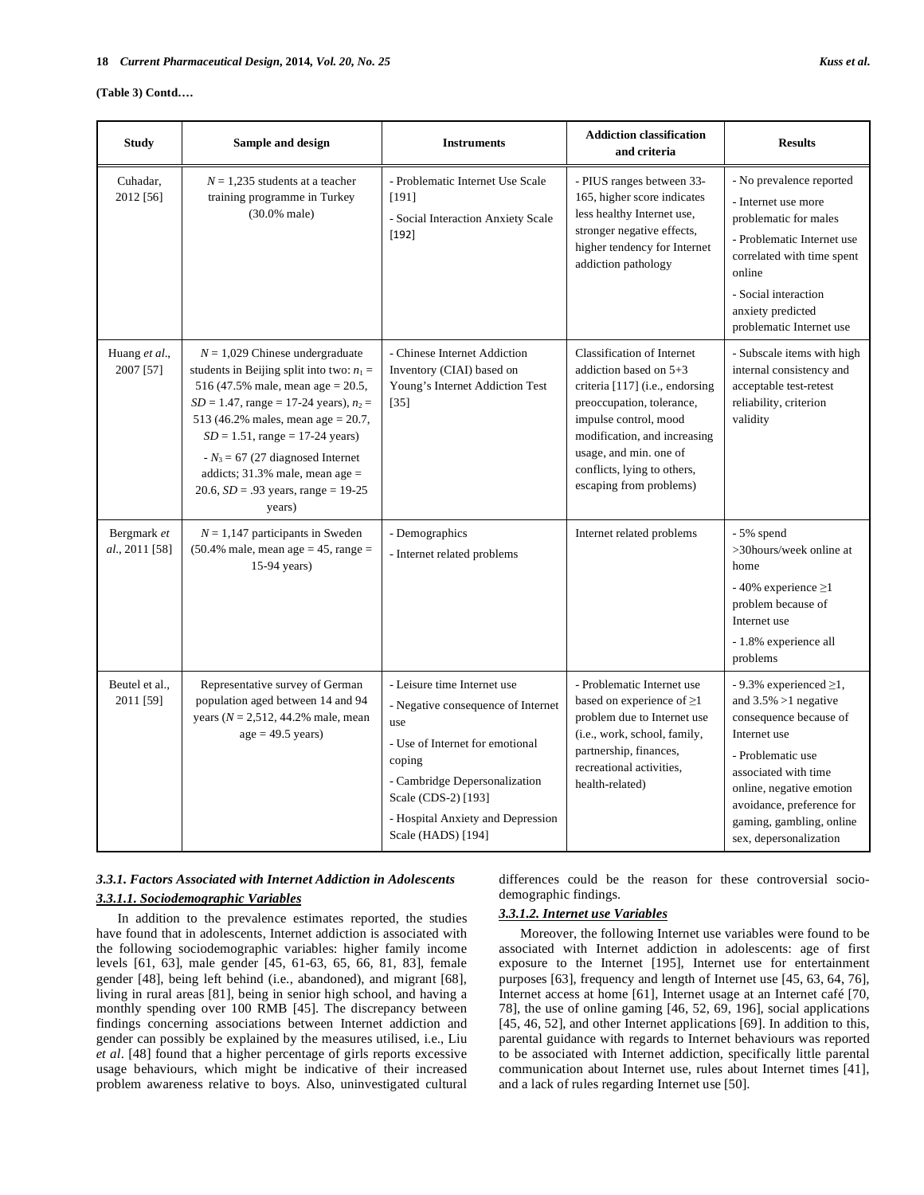**(Table 3) Contd….**

| Study | Sample and design | Instruments | Addiction classification and criteria | Results |
|---|---|---|---|---|
| Cuhadar, 2012 [56] | $N$ = 1,235 students at a teacher training programme in Turkey (30.0% male) | - Problematic Internet Use Scale [191]<br>- Social Interaction Anxiety Scale [192] | - PIUS ranges between 33-165, higher score indicates less healthy Internet use, stronger negative effects, higher tendency for Internet addiction pathology | - No prevalence reported<br>- Internet use more problematic for males<br>- Problematic Internet use correlated with time spent online<br>- Social interaction anxiety predicted problematic Internet use |
| Huang *et al*., 2007 [57] | $N$ = 1,029 Chinese undergraduate students in Beijing split into two: $n_1$ = 516 (47.5% male, mean age = 20.5, $SD$ = 1.47, range = 17-24 years), $n_2$ = 513 (46.2% males, mean age = 20.7, $SD$ = 1.51, range = 17-24 years)<br>- $N_3$ = 67 (27 diagnosed Internet addicts; 31.3% male, mean age = 20.6, $SD$ = .93 years, range = 19-25 years) | - Chinese Internet Addiction Inventory (CIAI) based on Young's Internet Addiction Test [35] | Classification of Internet addiction based on 5+3 criteria [117] (i.e., endorsing preoccupation, tolerance, impulse control, mood modification, and increasing usage, and min. one of conflicts, lying to others, escaping from problems) | - Subscale items with high internal consistency and acceptable test-retest reliability, criterion validity |
| Bergmark *et al*., 2011 [58] | $N$ = 1,147 participants in Sweden (50.4% male, mean age = 45, range = 15-94 years) | - Demographics<br>- Internet related problems | Internet related problems | - 5% spend >30hours/week online at home<br>- 40% experience ≥1 problem because of Internet use<br>- 1.8% experience all problems |
| Beutel et al., 2011 [59] | Representative survey of German population aged between 14 and 94 years ($N$ = 2,512, 44.2% male, mean age = 49.5 years) | - Leisure time Internet use<br>- Negative consequence of Internet use<br>- Use of Internet for emotional coping<br>- Cambridge Depersonalization Scale (CDS-2) [193]<br>- Hospital Anxiety and Depression Scale (HADS) [194] | - Problematic Internet use based on experience of ≥1 problem due to Internet use (i.e., work, school, family, partnership, finances, recreational activities, health-related) | - 9.3% experienced ≥1, and 3.5% >1 negative consequence because of Internet use<br>- Problematic use associated with time online, negative emotion avoidance, preference for gaming, gambling, online sex, depersonalization |

#### *3.3.1. Factors Associated with Internet Addiction in Adolescents*

##### *3.3.1.1. Sociodemographic Variables*

In addition to the prevalence estimates reported, the studies have found that in adolescents, Internet addiction is associated with the following sociodemographic variables: higher family income levels [61, 63], male gender [45, 61-63, 65, 66, 81, 83], female gender [48], being left behind (i.e., abandoned), and migrant [68], living in rural areas [81], being in senior high school, and having a monthly spending over 100 RMB [45]. The discrepancy between findings concerning associations between Internet addiction and gender can possibly be explained by the measures utilised, i.e., Liu *et al*. [48] found that a higher percentage of girls reports excessive usage behaviours, which might be indicative of their increased problem awareness relative to boys. Also, uninvestigated cultural differences could be the reason for these controversial sociodemographic findings.

##### *3.3.1.2. Internet use Variables*

Moreover, the following Internet use variables were found to be associated with Internet addiction in adolescents: age of first exposure to the Internet [195], Internet use for entertainment purposes [63], frequency and length of Internet use [45, 63, 64, 76], Internet access at home [61], Internet usage at an Internet café [70, 78], the use of online gaming [46, 52, 69, 196], social applications [45, 46, 52], and other Internet applications [69]. In addition to this, parental guidance with regards to Internet behaviours was reported to be associated with Internet addiction, specifically little parental communication about Internet use, rules about Internet times [41], and a lack of rules regarding Internet use [50].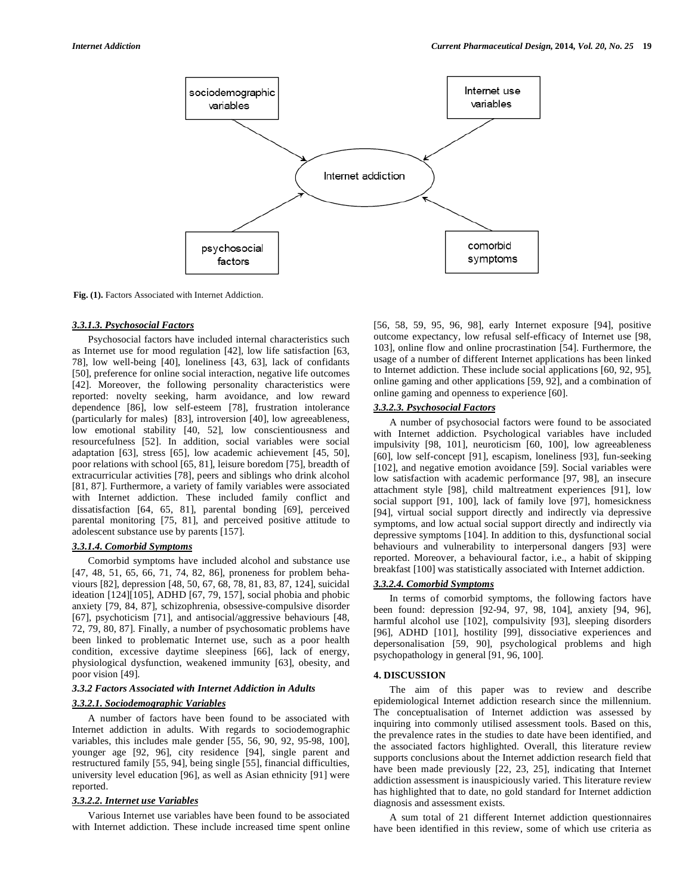Fig. (1). Factors Associated with Internet Addiction.

#### *3.3.1.3. Psychosocial Factors*

Psychosocial factors have included internal characteristics such as Internet use for mood regulation [42], low life satisfaction [63, 78], low well-being [40], loneliness [43, 63], lack of confidants [50], preference for online social interaction, negative life outcomes [42]. Moreover, the following personality characteristics were reported: novelty seeking, harm avoidance, and low reward dependence [86], low self-esteem [78], frustration intolerance (particularly for males) [83], introversion [40], low agreeableness, low emotional stability [40, 52], low conscientiousness and resourcefulness [52]. In addition, social variables were social adaptation [63], stress [65], low academic achievement [45, 50], poor relations with school [65, 81], leisure boredom [75], breadth of extracurricular activities [78], peers and siblings who drink alcohol [81, 87]. Furthermore, a variety of family variables were associated with Internet addiction. These included family conflict and dissatisfaction [64, 65, 81], parental bonding [69], perceived parental monitoring [75, 81], and perceived positive attitude to adolescent substance use by parents [157].

#### *3.3.1.4. Comorbid Symptoms*

Comorbid symptoms have included alcohol and substance use [47, 48, 51, 65, 66, 71, 74, 82, 86], proneness for problem behaviours [82], depression [48, 50, 67, 68, 78, 81, 83, 87, 124], suicidal ideation [124][105], ADHD [67, 79, 157], social phobia and phobic anxiety [79, 84, 87], schizophrenia, obsessive-compulsive disorder [67], psychoticism [71], and antisocial/aggressive behaviours [48, 72, 79, 80, 87]. Finally, a number of psychosomatic problems have been linked to problematic Internet use, such as a poor health condition, excessive daytime sleepiness [66], lack of energy, physiological dysfunction, weakened immunity [63], obesity, and poor vision [49].

### *3.3.2 Factors Associated with Internet Addiction in Adults*

#### *3.3.2.1. Sociodemographic Variables*

A number of factors have been found to be associated with Internet addiction in adults. With regards to sociodemographic variables, this includes male gender [55, 56, 90, 92, 95-98, 100], younger age [92, 96], city residence [94], single parent and restructured family [55, 94], being single [55], financial difficulties, university level education [96], as well as Asian ethnicity [91] were reported.

#### *3.3.2.2. Internet use Variables*

Various Internet use variables have been found to be associated with Internet addiction. These include increased time spent online [56, 58, 59, 95, 96, 98], early Internet exposure [94], positive outcome expectancy, low refusal self-efficacy of Internet use [98, 103], online flow and online procrastination [54]. Furthermore, the usage of a number of different Internet applications has been linked to Internet addiction. These include social applications [60, 92, 95], online gaming and other applications [59, 92], and a combination of online gaming and openness to experience [60].

#### *3.3.2.3. Psychosocial Factors*

A number of psychosocial factors were found to be associated with Internet addiction. Psychological variables have included impulsivity [98, 101], neuroticism [60, 100], low agreeableness [60], low self-concept [91], escapism, loneliness [93], fun-seeking [102], and negative emotion avoidance [59]. Social variables were low satisfaction with academic performance [97, 98], an insecure attachment style [98], child maltreatment experiences [91], low social support [91, 100], lack of family love [97], homesickness [94], virtual social support directly and indirectly via depressive symptoms, and low actual social support directly and indirectly via depressive symptoms [104]. In addition to this, dysfunctional social behaviours and vulnerability to interpersonal dangers [93] were reported. Moreover, a behavioural factor, i.e., a habit of skipping breakfast [100] was statistically associated with Internet addiction.

#### *3.3.2.4. Comorbid Symptoms*

In terms of comorbid symptoms, the following factors have been found: depression [92-94, 97, 98, 104], anxiety [94, 96], harmful alcohol use [102], compulsivity [93], sleeping disorders [96], ADHD [101], hostility [99], dissociative experiences and depersonalisation [59, 90], psychological problems and high psychopathology in general [91, 96, 100].

## 4. DISCUSSION

The aim of this paper was to review and describe epidemiological Internet addiction research since the millennium. The conceptualisation of Internet addiction was assessed by inquiring into commonly utilised assessment tools. Based on this, the prevalence rates in the studies to date have been identified, and the associated factors highlighted. Overall, this literature review supports conclusions about the Internet addiction research field that have been made previously [22, 23, 25], indicating that Internet addiction assessment is inauspiciously varied. This literature review has highlighted that to date, no gold standard for Internet addiction diagnosis and assessment exists.

A sum total of 21 different Internet addiction questionnaires have been identified in this review, some of which use criteria as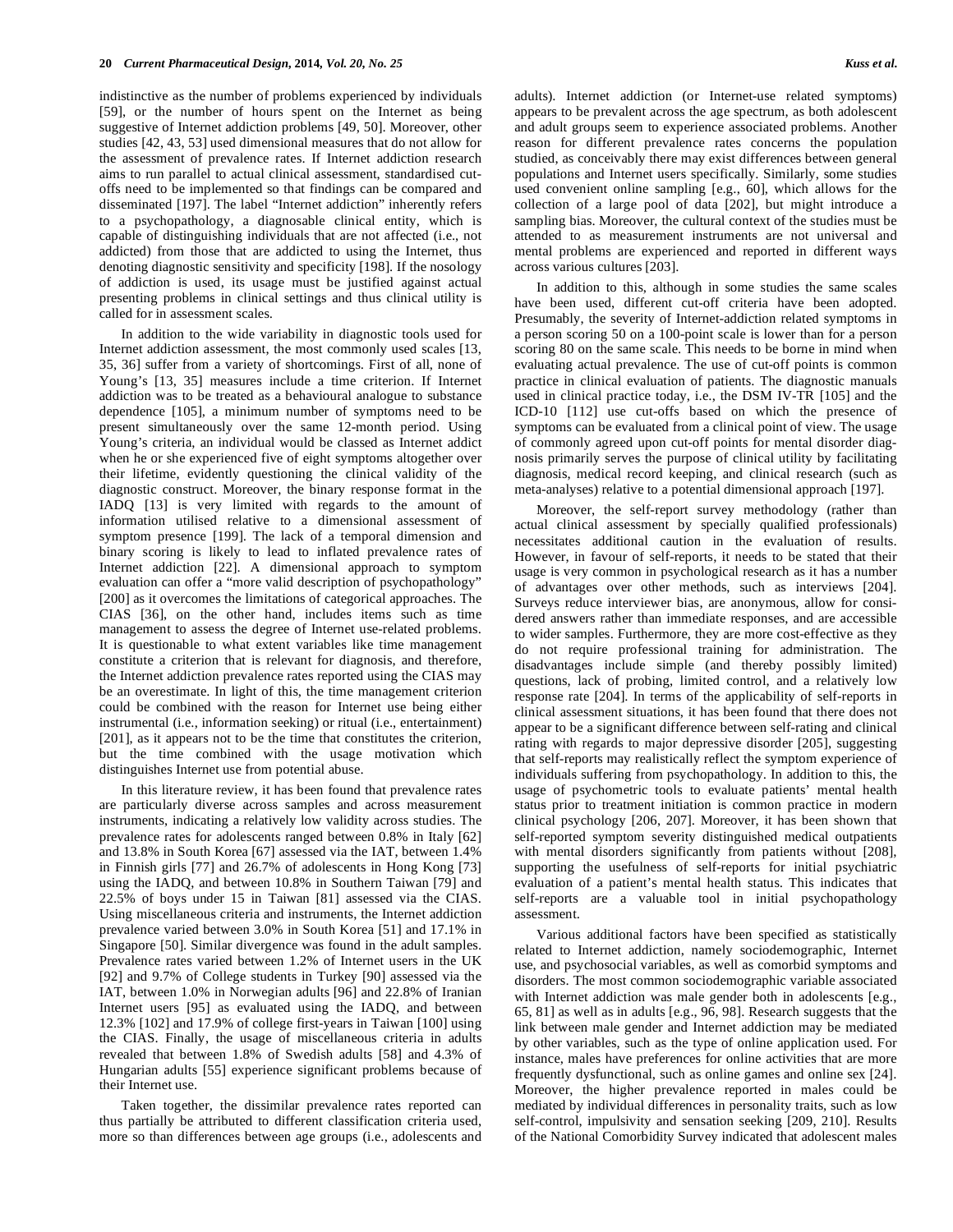indistinctive as the number of problems experienced by individuals [59], or the number of hours spent on the Internet as being suggestive of Internet addiction problems [49, 50]. Moreover, other studies [42, 43, 53] used dimensional measures that do not allow for the assessment of prevalence rates. If Internet addiction research aims to run parallel to actual clinical assessment, standardised cut-offs need to be implemented so that findings can be compared and disseminated [197]. The label "Internet addiction" inherently refers to a psychopathology, a diagnosable clinical entity, which is capable of distinguishing individuals that are not affected (i.e., not addicted) from those that are addicted to using the Internet, thus denoting diagnostic sensitivity and specificity [198]. If the nosology of addiction is used, its usage must be justified against actual presenting problems in clinical settings and thus clinical utility is called for in assessment scales.

In addition to the wide variability in diagnostic tools used for Internet addiction assessment, the most commonly used scales [13, 35, 36] suffer from a variety of shortcomings. First of all, none of Young's [13, 35] measures include a time criterion. If Internet addiction was to be treated as a behavioural analogue to substance dependence [105], a minimum number of symptoms need to be present simultaneously over the same 12-month period. Using Young's criteria, an individual would be classed as Internet addict when he or she experienced five of eight symptoms altogether over their lifetime, evidently questioning the clinical validity of the diagnostic construct. Moreover, the binary response format in the IADQ [13] is very limited with regards to the amount of information utilised relative to a dimensional assessment of symptom presence [199]. The lack of a temporal dimension and binary scoring is likely to lead to inflated prevalence rates of Internet addiction [22]. A dimensional approach to symptom evaluation can offer a "more valid description of psychopathology" [200] as it overcomes the limitations of categorical approaches. The CIAS [36], on the other hand, includes items such as time management to assess the degree of Internet use-related problems. It is questionable to what extent variables like time management constitute a criterion that is relevant for diagnosis, and therefore, the Internet addiction prevalence rates reported using the CIAS may be an overestimate. In light of this, the time management criterion could be combined with the reason for Internet use being either instrumental (i.e., information seeking) or ritual (i.e., entertainment) [201], as it appears not to be the time that constitutes the criterion, but the time combined with the usage motivation which distinguishes Internet use from potential abuse.

In this literature review, it has been found that prevalence rates are particularly diverse across samples and across measurement instruments, indicating a relatively low validity across studies. The prevalence rates for adolescents ranged between 0.8% in Italy [62] and 13.8% in South Korea [67] assessed via the IAT, between 1.4% in Finnish girls [77] and 26.7% of adolescents in Hong Kong [73] using the IADQ, and between 10.8% in Southern Taiwan [79] and 22.5% of boys under 15 in Taiwan [81] assessed via the CIAS. Using miscellaneous criteria and instruments, the Internet addiction prevalence varied between 3.0% in South Korea [51] and 17.1% in Singapore [50]. Similar divergence was found in the adult samples. Prevalence rates varied between 1.2% of Internet users in the UK [92] and 9.7% of College students in Turkey [90] assessed via the IAT, between 1.0% in Norwegian adults [96] and 22.8% of Iranian Internet users [95] as evaluated using the IADQ, and between 12.3% [102] and 17.9% of college first-years in Taiwan [100] using the CIAS. Finally, the usage of miscellaneous criteria in adults revealed that between 1.8% of Swedish adults [58] and 4.3% of Hungarian adults [55] experience significant problems because of their Internet use.

Taken together, the dissimilar prevalence rates reported can thus partially be attributed to different classification criteria used, more so than differences between age groups (i.e., adolescents and adults). Internet addiction (or Internet-use related symptoms) appears to be prevalent across the age spectrum, as both adolescent and adult groups seem to experience associated problems. Another reason for different prevalence rates concerns the population studied, as conceivably there may exist differences between general populations and Internet users specifically. Similarly, some studies used convenient online sampling [e.g., 60], which allows for the collection of a large pool of data [202], but might introduce a sampling bias. Moreover, the cultural context of the studies must be attended to as measurement instruments are not universal and mental problems are experienced and reported in different ways across various cultures [203].

In addition to this, although in some studies the same scales have been used, different cut-off criteria have been adopted. Presumably, the severity of Internet-addiction related symptoms in a person scoring 50 on a 100-point scale is lower than for a person scoring 80 on the same scale. This needs to be borne in mind when evaluating actual prevalence. The use of cut-off points is common practice in clinical evaluation of patients. The diagnostic manuals used in clinical practice today, i.e., the DSM IV-TR [105] and the ICD-10 [112] use cut-offs based on which the presence of symptoms can be evaluated from a clinical point of view. The usage of commonly agreed upon cut-off points for mental disorder diagnosis primarily serves the purpose of clinical utility by facilitating diagnosis, medical record keeping, and clinical research (such as meta-analyses) relative to a potential dimensional approach [197].

Moreover, the self-report survey methodology (rather than actual clinical assessment by specially qualified professionals) necessitates additional caution in the evaluation of results. However, in favour of self-reports, it needs to be stated that their usage is very common in psychological research as it has a number of advantages over other methods, such as interviews [204]. Surveys reduce interviewer bias, are anonymous, allow for considered answers rather than immediate responses, and are accessible to wider samples. Furthermore, they are more cost-effective as they do not require professional training for administration. The disadvantages include simple (and thereby possibly limited) questions, lack of probing, limited control, and a relatively low response rate [204]. In terms of the applicability of self-reports in clinical assessment situations, it has been found that there does not appear to be a significant difference between self-rating and clinical rating with regards to major depressive disorder [205], suggesting that self-reports may realistically reflect the symptom experience of individuals suffering from psychopathology. In addition to this, the usage of psychometric tools to evaluate patients' mental health status prior to treatment initiation is common practice in modern clinical psychology [206, 207]. Moreover, it has been shown that self-reported symptom severity distinguished medical outpatients with mental disorders significantly from patients without [208], supporting the usefulness of self-reports for initial psychiatric evaluation of a patient's mental health status. This indicates that self-reports are a valuable tool in initial psychopathology assessment.

Various additional factors have been specified as statistically related to Internet addiction, namely sociodemographic, Internet use, and psychosocial variables, as well as comorbid symptoms and disorders. The most common sociodemographic variable associated with Internet addiction was male gender both in adolescents [e.g., 65, 81] as well as in adults [e.g., 96, 98]. Research suggests that the link between male gender and Internet addiction may be mediated by other variables, such as the type of online application used. For instance, males have preferences for online activities that are more frequently dysfunctional, such as online games and online sex [24]. Moreover, the higher prevalence reported in males could be mediated by individual differences in personality traits, such as low self-control, impulsivity and sensation seeking [209, 210]. Results of the National Comorbidity Survey indicated that adolescent males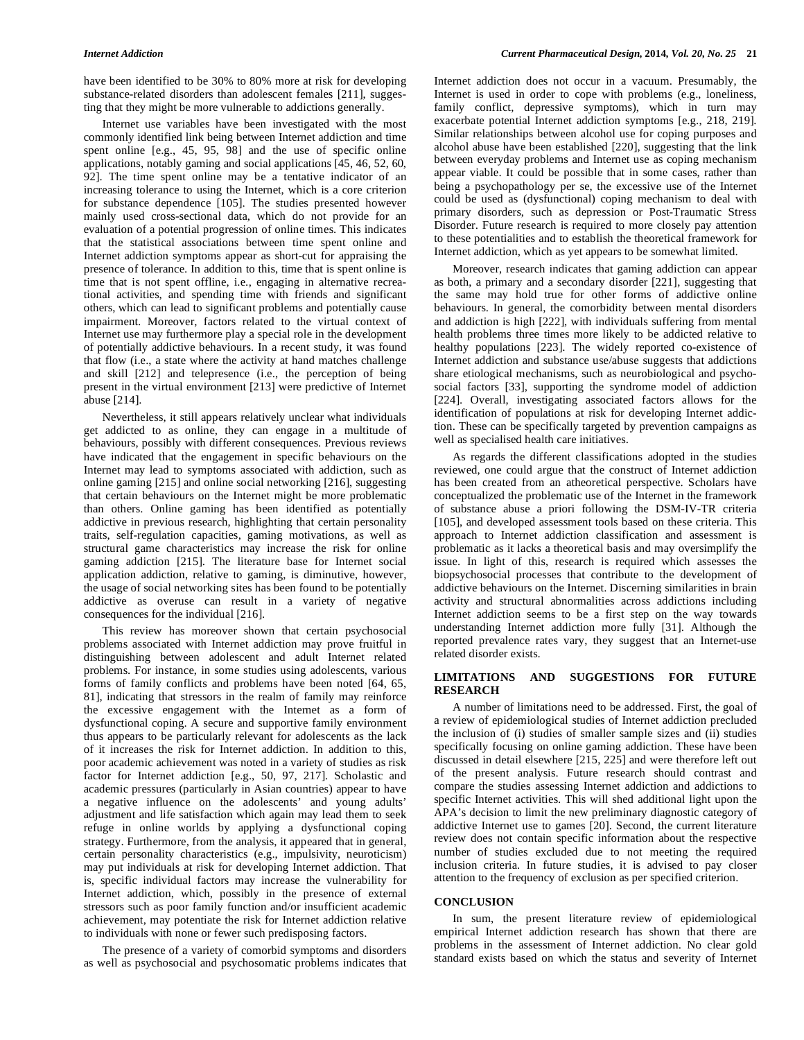have been identified to be 30% to 80% more at risk for developing substance-related disorders than adolescent females [211], suggesting that they might be more vulnerable to addictions generally.

Internet use variables have been investigated with the most commonly identified link being between Internet addiction and time spent online [e.g., 45, 95, 98] and the use of specific online applications, notably gaming and social applications [45, 46, 52, 60, 92]. The time spent online may be a tentative indicator of an increasing tolerance to using the Internet, which is a core criterion for substance dependence [105]. The studies presented however mainly used cross-sectional data, which do not provide for an evaluation of a potential progression of online times. This indicates that the statistical associations between time spent online and Internet addiction symptoms appear as short-cut for appraising the presence of tolerance. In addition to this, time that is spent online is time that is not spent offline, i.e., engaging in alternative recreational activities, and spending time with friends and significant others, which can lead to significant problems and potentially cause impairment. Moreover, factors related to the virtual context of Internet use may furthermore play a special role in the development of potentially addictive behaviours. In a recent study, it was found that flow (i.e., a state where the activity at hand matches challenge and skill [212] and telepresence (i.e., the perception of being present in the virtual environment [213] were predictive of Internet abuse [214].

Nevertheless, it still appears relatively unclear what individuals get addicted to as online, they can engage in a multitude of behaviours, possibly with different consequences. Previous reviews have indicated that the engagement in specific behaviours on the Internet may lead to symptoms associated with addiction, such as online gaming [215] and online social networking [216], suggesting that certain behaviours on the Internet might be more problematic than others. Online gaming has been identified as potentially addictive in previous research, highlighting that certain personality traits, self-regulation capacities, gaming motivations, as well as structural game characteristics may increase the risk for online gaming addiction [215]. The literature base for Internet social application addiction, relative to gaming, is diminutive, however, the usage of social networking sites has been found to be potentially addictive as overuse can result in a variety of negative consequences for the individual [216].

This review has moreover shown that certain psychosocial problems associated with Internet addiction may prove fruitful in distinguishing between adolescent and adult Internet related problems. For instance, in some studies using adolescents, various forms of family conflicts and problems have been noted [64, 65, 81], indicating that stressors in the realm of family may reinforce the excessive engagement with the Internet as a form of dysfunctional coping. A secure and supportive family environment thus appears to be particularly relevant for adolescents as the lack of it increases the risk for Internet addiction. In addition to this, poor academic achievement was noted in a variety of studies as risk factor for Internet addiction [e.g., 50, 97, 217]. Scholastic and academic pressures (particularly in Asian countries) appear to have a negative influence on the adolescents' and young adults' adjustment and life satisfaction which again may lead them to seek refuge in online worlds by applying a dysfunctional coping strategy. Furthermore, from the analysis, it appeared that in general, certain personality characteristics (e.g., impulsivity, neuroticism) may put individuals at risk for developing Internet addiction. That is, specific individual factors may increase the vulnerability for Internet addiction, which, possibly in the presence of external stressors such as poor family function and/or insufficient academic achievement, may potentiate the risk for Internet addiction relative to individuals with none or fewer such predisposing factors.

The presence of a variety of comorbid symptoms and disorders as well as psychosocial and psychosomatic problems indicates that Internet addiction does not occur in a vacuum. Presumably, the Internet is used in order to cope with problems (e.g., loneliness, family conflict, depressive symptoms), which in turn may exacerbate potential Internet addiction symptoms [e.g., 218, 219]. Similar relationships between alcohol use for coping purposes and alcohol abuse have been established [220], suggesting that the link between everyday problems and Internet use as coping mechanism appear viable. It could be possible that in some cases, rather than being a psychopathology per se, the excessive use of the Internet could be used as (dysfunctional) coping mechanism to deal with primary disorders, such as depression or Post-Traumatic Stress Disorder. Future research is required to more closely pay attention to these potentialities and to establish the theoretical framework for Internet addiction, which as yet appears to be somewhat limited.

Moreover, research indicates that gaming addiction can appear as both, a primary and a secondary disorder [221], suggesting that the same may hold true for other forms of addictive online behaviours. In general, the comorbidity between mental disorders and addiction is high [222], with individuals suffering from mental health problems three times more likely to be addicted relative to healthy populations [223]. The widely reported co-existence of Internet addiction and substance use/abuse suggests that addictions share etiological mechanisms, such as neurobiological and psychosocial factors [33], supporting the syndrome model of addiction [224]. Overall, investigating associated factors allows for the identification of populations at risk for developing Internet addiction. These can be specifically targeted by prevention campaigns as well as specialised health care initiatives.

As regards the different classifications adopted in the studies reviewed, one could argue that the construct of Internet addiction has been created from an atheoretical perspective. Scholars have conceptualized the problematic use of the Internet in the framework of substance abuse a priori following the DSM-IV-TR criteria [105], and developed assessment tools based on these criteria. This approach to Internet addiction classification and assessment is problematic as it lacks a theoretical basis and may oversimplify the issue. In light of this, research is required which assesses the biopsychosocial processes that contribute to the development of addictive behaviours on the Internet. Discerning similarities in brain activity and structural abnormalities across addictions including Internet addiction seems to be a first step on the way towards understanding Internet addiction more fully [31]. Although the reported prevalence rates vary, they suggest that an Internet-use related disorder exists.

## LIMITATIONS AND SUGGESTIONS FOR FUTURE RESEARCH

A number of limitations need to be addressed. First, the goal of a review of epidemiological studies of Internet addiction precluded the inclusion of (i) studies of smaller sample sizes and (ii) studies specifically focusing on online gaming addiction. These have been discussed in detail elsewhere [215, 225] and were therefore left out of the present analysis. Future research should contrast and compare the studies assessing Internet addiction and addictions to specific Internet activities. This will shed additional light upon the APA's decision to limit the new preliminary diagnostic category of addictive Internet use to games [20]. Second, the current literature review does not contain specific information about the respective number of studies excluded due to not meeting the required inclusion criteria. In future studies, it is advised to pay closer attention to the frequency of exclusion as per specified criterion.

## CONCLUSION

In sum, the present literature review of epidemiological empirical Internet addiction research has shown that there are problems in the assessment of Internet addiction. No clear gold standard exists based on which the status and severity of Internet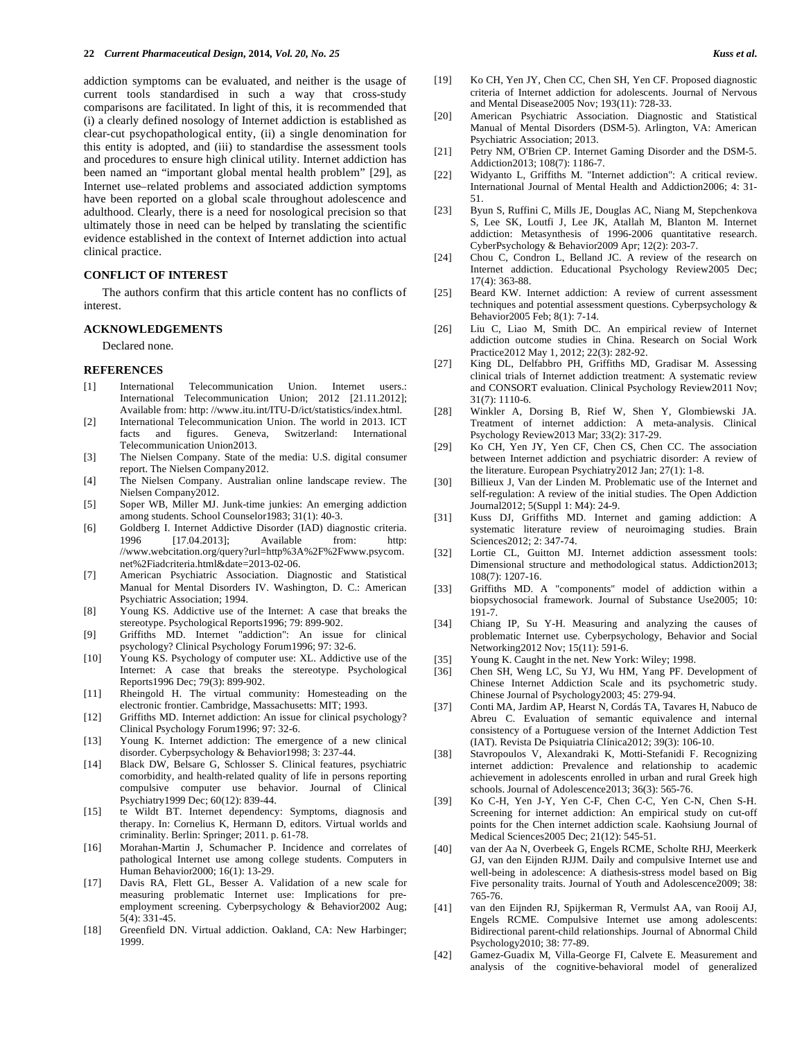addiction symptoms can be evaluated, and neither is the usage of current tools standardised in such a way that cross-study comparisons are facilitated. In light of this, it is recommended that (i) a clearly defined nosology of Internet addiction is established as clear-cut psychopathological entity, (ii) a single denomination for this entity is adopted, and (iii) to standardise the assessment tools and procedures to ensure high clinical utility. Internet addiction has been named an "important global mental health problem" [29], as Internet use–related problems and associated addiction symptoms have been reported on a global scale throughout adolescence and adulthood. Clearly, there is a need for nosological precision so that ultimately those in need can be helped by translating the scientific evidence established in the context of Internet addiction into actual clinical practice.

## CONFLICT OF INTEREST

The authors confirm that this article content has no conflicts of interest.

## ACKNOWLEDGEMENTS

Declared none.

## REFERENCES

[1] International Telecommunication Union. Internet users.: International Telecommunication Union; 2012 [21.11.2012]; Available from: http: //www.itu.int/ITU-D/ict/statistics/index.html.

[2] International Telecommunication Union. The world in 2013. ICT facts and figures. Geneva, Switzerland: International Telecommunication Union2013.

[3] The Nielsen Company. State of the media: U.S. digital consumer report. The Nielsen Company2012.

[4] The Nielsen Company. Australian online landscape review. The Nielsen Company2012.

[5] Soper WB, Miller MJ. Junk-time junkies: An emerging addiction among students. School Counselor1983; 31(1): 40-3.

[6] Goldberg I. Internet Addictive Disorder (IAD) diagnostic criteria. 1996 [17.04.2013]; Available from: http: //www.webcitation.org/query?url=http%3A%2F%2Fwww.psycom.net%2Fiadcriteria.html&date=2013-02-06.

[7] American Psychiatric Association. Diagnostic and Statistical Manual for Mental Disorders IV. Washington, D. C.: American Psychiatric Association; 1994.

[8] Young KS. Addictive use of the Internet: A case that breaks the stereotype. Psychological Reports1996; 79: 899-902.

[9] Griffiths MD. Internet "addiction": An issue for clinical psychology? Clinical Psychology Forum1996; 97: 32-6.

[10] Young KS. Psychology of computer use: XL. Addictive use of the Internet: A case that breaks the stereotype. Psychological Reports1996 Dec; 79(3): 899-902.

[11] Rheingold H. The virtual community: Homesteading on the electronic frontier. Cambridge, Massachusetts: MIT; 1993.

[12] Griffiths MD. Internet addiction: An issue for clinical psychology? Clinical Psychology Forum1996; 97: 32-6.

[13] Young K. Internet addiction: The emergence of a new clinical disorder. Cyberpsychology & Behavior1998; 3: 237-44.

[14] Black DW, Belsare G, Schlosser S. Clinical features, psychiatric comorbidity, and health-related quality of life in persons reporting compulsive computer use behavior. Journal of Clinical Psychiatry1999 Dec; 60(12): 839-44.

[15] te Wildt BT. Internet dependency: Symptoms, diagnosis and therapy. In: Cornelius K, Hermann D, editors. Virtual worlds and criminality. Berlin: Springer; 2011. p. 61-78.

[16] Morahan-Martin J, Schumacher P. Incidence and correlates of pathological Internet use among college students. Computers in Human Behavior2000; 16(1): 13-29.

[17] Davis RA, Flett GL, Besser A. Validation of a new scale for measuring problematic Internet use: Implications for pre-employment screening. Cyberpsychology & Behavior2002 Aug; 5(4): 331-45.

[18] Greenfield DN. Virtual addiction. Oakland, CA: New Harbinger; 1999.

[19] Ko CH, Yen JY, Chen CC, Chen SH, Yen CF. Proposed diagnostic criteria of Internet addiction for adolescents. Journal of Nervous and Mental Disease2005 Nov; 193(11): 728-33.

[20] American Psychiatric Association. Diagnostic and Statistical Manual of Mental Disorders (DSM-5). Arlington, VA: American Psychiatric Association; 2013.

[21] Petry NM, O'Brien CP. Internet Gaming Disorder and the DSM-5. Addiction2013; 108(7): 1186-7.

[22] Widyanto L, Griffiths M. "Internet addiction": A critical review. International Journal of Mental Health and Addiction2006; 4: 31-51.

[23] Byun S, Ruffini C, Mills JE, Douglas AC, Niang M, Stepchenkova S, Lee SK, Loutfi J, Lee JK, Atallah M, Blanton M. Internet addiction: Metasynthesis of 1996-2006 quantitative research. CyberPsychology & Behavior2009 Apr; 12(2): 203-7.

[24] Chou C, Condron L, Belland JC. A review of the research on Internet addiction. Educational Psychology Review2005 Dec; 17(4): 363-88.

[25] Beard KW. Internet addiction: A review of current assessment techniques and potential assessment questions. Cyberpsychology & Behavior2005 Feb; 8(1): 7-14.

[26] Liu C, Liao M, Smith DC. An empirical review of Internet addiction outcome studies in China. Research on Social Work Practice2012 May 1, 2012; 22(3): 282-92.

[27] King DL, Delfabbro PH, Griffiths MD, Gradisar M. Assessing clinical trials of Internet addiction treatment: A systematic review and CONSORT evaluation. Clinical Psychology Review2011 Nov; 31(7): 1110-6.

[28] Winkler A, Dorsing B, Rief W, Shen Y, Glombiewski JA. Treatment of internet addiction: A meta-analysis. Clinical Psychology Review2013 Mar; 33(2): 317-29.

[29] Ko CH, Yen JY, Yen CF, Chen CS, Chen CC. The association between Internet addiction and psychiatric disorder: A review of the literature. European Psychiatry2012 Jan; 27(1): 1-8.

[30] Billieux J, Van der Linden M. Problematic use of the Internet and self-regulation: A review of the initial studies. The Open Addiction Journal2012; 5(Suppl 1: M4): 24-9.

[31] Kuss DJ, Griffiths MD. Internet and gaming addiction: A systematic literature review of neuroimaging studies. Brain Sciences2012; 2: 347-74.

[32] Lortie CL, Guitton MJ. Internet addiction assessment tools: Dimensional structure and methodological status. Addiction2013; 108(7): 1207-16.

[33] Griffiths MD. A "components" model of addiction within a biopsychosocial framework. Journal of Substance Use2005; 10: 191-7.

[34] Chiang IP, Su Y-H. Measuring and analyzing the causes of problematic Internet use. Cyberpsychology, Behavior and Social Networking2012 Nov; 15(11): 591-6.

[35] Young K. Caught in the net. New York: Wiley; 1998.

[36] Chen SH, Weng LC, Su YJ, Wu HM, Yang PF. Development of Chinese Internet Addiction Scale and its psychometric study. Chinese Journal of Psychology2003; 45: 279-94.

[37] Conti MA, Jardim AP, Hearst N, Cordás TA, Tavares H, Nabuco de Abreu C. Evaluation of semantic equivalence and internal consistency of a Portuguese version of the Internet Addiction Test (IAT). Revista De Psiquiatria Clínica2012; 39(3): 106-10.

[38] Stavropoulos V, Alexandraki K, Motti-Stefanidi F. Recognizing internet addiction: Prevalence and relationship to academic achievement in adolescents enrolled in urban and rural Greek high schools. Journal of Adolescence2013; 36(3): 565-76.

[39] Ko C-H, Yen J-Y, Yen C-F, Chen C-C, Yen C-N, Chen S-H. Screening for internet addiction: An empirical study on cut-off points for the Chen internet addiction scale. Kaohsiung Journal of Medical Sciences2005 Dec; 21(12): 545-51.

[40] van der Aa N, Overbeek G, Engels RCME, Scholte RHJ, Meerkerk GJ, van den Eijnden RJJM. Daily and compulsive Internet use and well-being in adolescence: A diathesis-stress model based on Big Five personality traits. Journal of Youth and Adolescence2009; 38: 765-76.

[41] van den Eijnden RJ, Spijkerman R, Vermulst AA, van Rooij AJ, Engels RCME. Compulsive Internet use among adolescents: Bidirectional parent-child relationships. Journal of Abnormal Child Psychology2010; 38: 77-89.

[42] Gamez-Guadix M, Villa-George FI, Calvete E. Measurement and analysis of the cognitive-behavioral model of generalized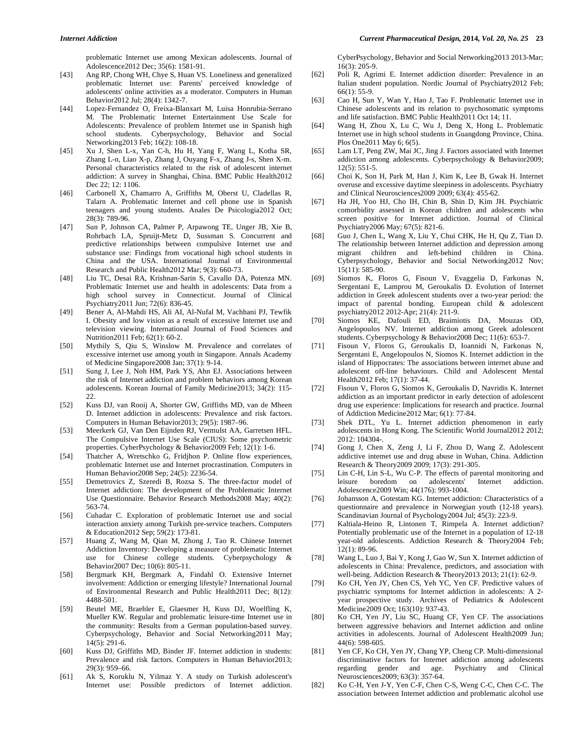problematic Internet use among Mexican adolescents. Journal of Adolescence2012 Dec; 35(6): 1581-91.

[43] Ang RP, Chong WH, Chye S, Huan VS. Loneliness and generalized problematic Internet use: Parents' perceived knowledge of adolescents' online activities as a moderator. Computers in Human Behavior2012 Jul; 28(4): 1342-7.

[44] Lopez-Fernandez O, Freixa-Blanxart M, Luisa Honrubia-Serrano M. The Problematic Internet Entertainment Use Scale for Adolescents: Prevalence of problem Internet use in Spanish high school students. Cyberpsychology, Behavior and Social Networking2013 Feb; 16(2): 108-18.

[45] Xu J, Shen L-x, Yan C-h, Hu H, Yang F, Wang L, Kotha SR, Zhang L-n, Liao X-p, Zhang J, Ouyang F-x, Zhang J-s, Shen X-m. Personal characteristics related to the risk of adolescent internet addiction: A survey in Shanghai, China. BMC Public Health2012 Dec 22; 12: 1106.

[46] Carbonell X, Chamarro A, Griffiths M, Oberst U, Cladellas R, Talarn A. Problematic Internet and cell phone use in Spanish teenagers and young students. Anales De Psicologia2012 Oct; 28(3): 789-96.

[47] Sun P, Johnson CA, Palmer P, Arpawong TE, Unger JB, Xie B, Rohrbach LA, Spruijt-Metz D, Sussman S. Concurrent and predictive relationships between compulsive Internet use and substance use: Findings from vocational high school students in China and the USA. International Journal of Environmental Research and Public Health2012 Mar; 9(3): 660-73.

[48] Liu TC, Desai RA, Krishnan-Sarin S, Cavallo DA, Potenza MN. Problematic Internet use and health in adolescents: Data from a high school survey in Connecticut. Journal of Clinical Psychiatry2011 Jun; 72(6): 836-45.

[49] Bener A, Al-Mahdi HS, Ali AI, Al-Nufal M, Vachhani PJ, Tewfik I. Obesity and low vision as a result of excessive Internet use and television viewing. International Journal of Food Sciences and Nutrition2011 Feb; 62(1): 60-2.

[50] Mythily S, Qiu S, Winslow M. Prevalence and correlates of excessive internet use among youth in Singapore. Annals Academy of Medicine Singapore2008 Jan; 37(1): 9-14.

[51] Sung J, Lee J, Noh HM, Park YS, Ahn EJ. Associations between the risk of Internet addiction and problem behaviors among Korean adolescents. Korean Journal of Family Medicine2013; 34(2): 115-22.

[52] Kuss DJ, van Rooij A, Shorter GW, Griffiths MD, van de Mheen D. Internet addiction in adolescents: Prevalence and risk factors. Computers in Human Behavior2013; 29(5): 1987–96.

[53] Meerkerk GJ, Van Den Eijnden RJ, Vermulst AA, Garretsen HFL. The Compulsive Internet Use Scale (CIUS): Some psychometric properties. CyberPsychology & Behavior2009 Feb; 12(1): 1-6.

[54] Thatcher A, Wretschko G, Fridjhon P. Online flow experiences, problematic Internet use and Internet procrastination. Computers in Human Behavior2008 Sep; 24(5): 2236-54.

[55] Demetrovics Z, Szeredi B, Rozsa S. The three-factor model of Internet addiction: The development of the Problematic Internet Use Questionnaire. Behavior Research Methods2008 May; 40(2): 563-74.

[56] Cuhadar C. Exploration of problematic Internet use and social interaction anxiety among Turkish pre-service teachers. Computers & Education2012 Sep; 59(2): 173-81.

[57] Huang Z, Wang M, Qian M, Zhong J, Tao R. Chinese Internet Addiction Inventory: Developing a measure of problematic Internet use for Chinese college students. Cyberpsychology & Behavior2007 Dec; 10(6): 805-11.

[58] Bergmark KH, Bergmark A, Findahl O. Extensive Internet involvement: Addiction or emerging lifestyle? International Journal of Environmental Research and Public Health2011 Dec; 8(12): 4488-501.

[59] Beutel ME, Braehler E, Glaesmer H, Kuss DJ, Woelfling K, Mueller KW. Regular and problematic leisure-time Internet use in the community: Results from a German population-based survey. Cyberpsychology, Behavior and Social Networking2011 May; 14(5): 291-6.

[60] Kuss DJ, Griffiths MD, Binder JF. Internet addiction in students: Prevalence and risk factors. Computers in Human Behavior2013; 29(3): 959–66.

[61] Ak S, Koruklu N, Yilmaz Y. A study on Turkish adolescent's Internet use: Possible predictors of Internet addiction. CyberPsychology, Behavior and Social Networking2013 2013-Mar; 16(3): 205-9.

[62] Poli R, Agrimi E. Internet addiction disorder: Prevalence in an Italian student population. Nordic Journal of Psychiatry2012 Feb; 66(1): 55-9.

[63] Cao H, Sun Y, Wan Y, Hao J, Tao F. Problematic Internet use in Chinese adolescents and its relation to psychosomatic symptoms and life satisfaction. BMC Public Health2011 Oct 14; 11.

[64] Wang H, Zhou X, Lu C, Wu J, Deng X, Hong L. Problematic Internet use in high school students in Guangdong Province, China. Plos One2011 May 6; 6(5).

[65] Lam LT, Peng ZW, Mai JC, Jing J. Factors associated with Internet addiction among adolescents. Cyberpsychology & Behavior2009; 12(5): 551-5.

[66] Choi K, Son H, Park M, Han J, Kim K, Lee B, Gwak H. Internet overuse and excessive daytime sleepiness in adolescents. Psychiatry and Clinical Neurosciences2009 2009; 63(4): 455-62.

[67] Ha JH, Yoo HJ, Cho IH, Chin B, Shin D, Kim JH. Psychiatric comorbidity assessed in Korean children and adolescents who screen positive for Internet addiction. Journal of Clinical Psychiatry2006 May; 67(5): 821-6.

[68] Guo J, Chen L, Wang X, Liu Y, Chui CHK, He H, Qu Z, Tian D. The relationship between Internet addiction and depression among migrant children and left-behind children in China. Cyberpsychology, Behavior and Social Networking2012 Nov; 15(11): 585-90.

[69] Siomos K, Floros G, Fisoun V, Evaggelia D, Farkonas N, Sergentani E, Lamprou M, Geroukalis D. Evolution of Internet addiction in Greek adolescent students over a two-year period: the impact of parental bonding. European child & adolescent psychiatry2012 2012-Apr; 21(4): 211-9.

[70] Siomos KE, Dafouli ED, Braimiotis DA, Mouzas OD, Angelopoulos NV. Internet addiction among Greek adolescent students. Cyberpsychology & Behavior2008 Dec; 11(6): 653-7.

[71] Fisoun V, Floros G, Geroukalis D, Ioannidi N, Farkonas N, Sergentani E, Angelopoulos N, Siomos K. Internet addiction in the island of Hippocrates: The associations between internet abuse and adolescent off-line behaviours. Child and Adolescent Mental Health2012 Feb; 17(1): 37-44.

[72] Fisoun V, Floros G, Siomos K, Geroukalis D, Navridis K. Internet addiction as an important predictor in early detection of adolescent drug use experience: Implications for research and practice. Journal of Addiction Medicine2012 Mar; 6(1): 77-84.

[73] Shek DTL, Yu L. Internet addiction phenomenon in early adolescents in Hong Kong. The Scientific World Journal2012 2012; 2012: 104304-.

[74] Gong J, Chen X, Zeng J, Li F, Zhou D, Wang Z. Adolescent addictive internet use and drug abuse in Wuhan, China. Addiction Research & Theory2009 2009; 17(3): 291-305.

[75] Lin C-H, Lin S-L, Wu C-P. The effects of parental monitoring and leisure boredom on adolescents' Internet addiction. Adolescence2009 Win; 44(176): 993-1004.

[76] Johansson A, Gotestam KG. Internet addiction: Characteristics of a questionnaire and prevalence in Norwegian youth (12-18 years). Scandinavian Journal of Psychology2004 Jul; 45(3): 223-9.

[77] Kaltiala-Heino R, Lintonen T, Rimpela A. Internet addiction? Potentially problematic use of the Internet in a population of 12-18 year-old adolescents. Addiction Research & Theory2004 Feb; 12(1): 89-96.

[78] Wang L, Luo J, Bai Y, Kong J, Gao W, Sun X. Internet addiction of adolescents in China: Prevalence, predictors, and association with well-being. Addiction Research & Theory2013 2013; 21(1): 62-9.

[79] Ko CH, Yen JY, Chen CS, Yeh YC, Yen CF. Predictive values of psychiatric symptoms for Internet addiction in adolescents: A 2-year prospective study. Archives of Pediatrics & Adolescent Medicine2009 Oct; 163(10): 937-43.

[80] Ko CH, Yen JY, Liu SC, Huang CF, Yen CF. The associations between aggressive behaviors and Internet addiction and online activities in adolescents. Journal of Adolescent Health2009 Jun; 44(6): 598-605.

[81] Yen CF, Ko CH, Yen JY, Chang YP, Cheng CP. Multi-dimensional discriminative factors for Internet addiction among adolescents regarding gender and age. Psychiatry and Clinical Neurosciences2009; 63(3): 357-64.

[82] Ko C-H, Yen J-Y, Yen C-F, Chen C-S, Weng C-C, Chen C-C. The association between Internet addiction and problematic alcohol use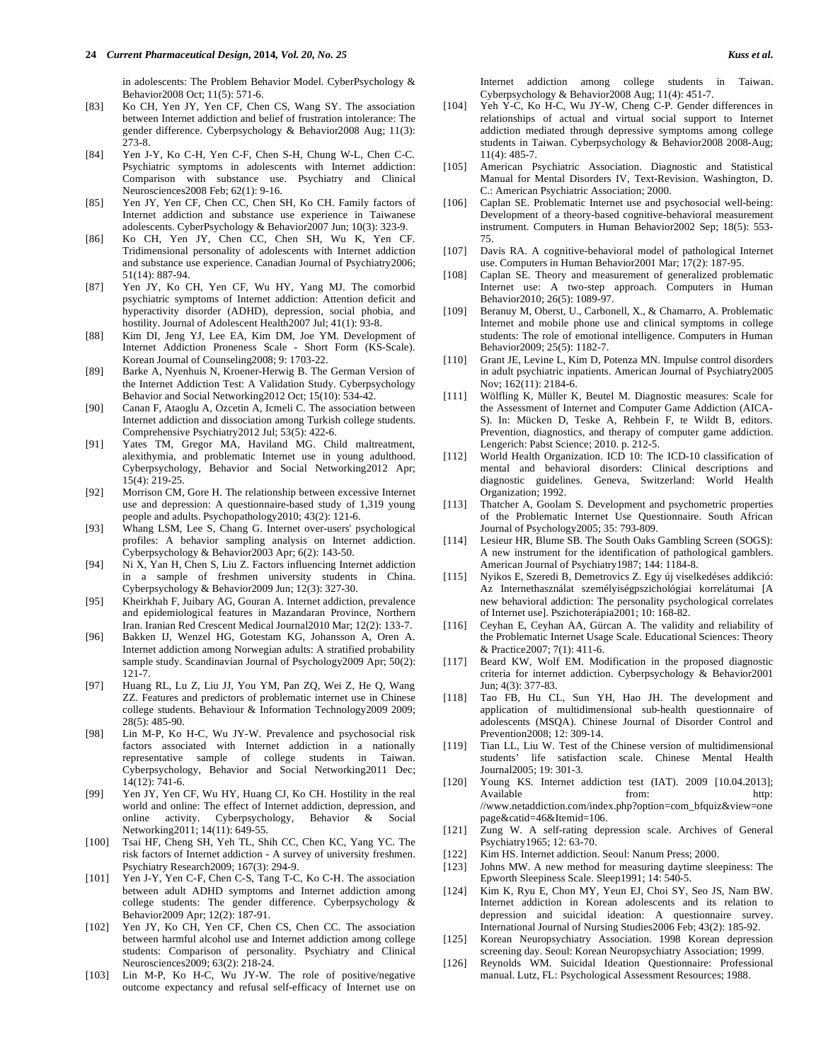in adolescents: The Problem Behavior Model. CyberPsychology & Behavior2008 Oct; 11(5): 571-6.

[83] Ko CH, Yen JY, Yen CF, Chen CS, Wang SY. The association between Internet addiction and belief of frustration intolerance: The gender difference. Cyberpsychology & Behavior2008 Aug; 11(3): 273-8.

[84] Yen J-Y, Ko C-H, Yen C-F, Chen S-H, Chung W-L, Chen C-C. Psychiatric symptoms in adolescents with Internet addiction: Comparison with substance use. Psychiatry and Clinical Neurosciences2008 Feb; 62(1): 9-16.

[85] Yen JY, Yen CF, Chen CC, Chen SH, Ko CH. Family factors of Internet addiction and substance use experience in Taiwanese adolescents. CyberPsychology & Behavior2007 Jun; 10(3): 323-9.

[86] Ko CH, Yen JY, Chen CC, Chen SH, Wu K, Yen CF. Tridimensional personality of adolescents with Internet addiction and substance use experience. Canadian Journal of Psychiatry2006; 51(14): 887-94.

[87] Yen JY, Ko CH, Yen CF, Wu HY, Yang MJ. The comorbid psychiatric symptoms of Internet addiction: Attention deficit and hyperactivity disorder (ADHD), depression, social phobia, and hostility. Journal of Adolescent Health2007 Jul; 41(1): 93-8.

[88] Kim DI, Jeng YJ, Lee EA, Kim DM, Joe YM. Development of Internet Addiction Proneness Scale - Short Form (KS-Scale). Korean Journal of Counseling2008; 9: 1703-22.

[89] Barke A, Nyenhuis N, Kroener-Herwig B. The German Version of the Internet Addiction Test: A Validation Study. Cyberpsychology Behavior and Social Networking2012 Oct; 15(10): 534-42.

[90] Canan F, Ataoglu A, Ozcetin A, Icmeli C. The association between Internet addiction and dissociation among Turkish college students. Comprehensive Psychiatry2012 Jul; 53(5): 422-6.

[91] Yates TM, Gregor MA, Haviland MG. Child maltreatment, alexithymia, and problematic Internet use in young adulthood. Cyberpsychology, Behavior and Social Networking2012 Apr; 15(4): 219-25.

[92] Morrison CM, Gore H. The relationship between excessive Internet use and depression: A questionnaire-based study of 1,319 young people and adults. Psychopathology2010; 43(2): 121-6.

[93] Whang LSM, Lee S, Chang G. Internet over-users' psychological profiles: A behavior sampling analysis on Internet addiction. Cyberpsychology & Behavior2003 Apr; 6(2): 143-50.

[94] Ni X, Yan H, Chen S, Liu Z. Factors influencing Internet addiction in a sample of freshmen university students in China. Cyberpsychology & Behavior2009 Jun; 12(3): 327-30.

[95] Kheirkhah F, Juibary AG, Gouran A. Internet addiction, prevalence and epidemiological features in Mazandaran Province, Northern Iran. Iranian Red Crescent Medical Journal2010 Mar; 12(2): 133-7.

[96] Bakken IJ, Wenzel HG, Gotestam KG, Johansson A, Oren A. Internet addiction among Norwegian adults: A stratified probability sample study. Scandinavian Journal of Psychology2009 Apr; 50(2): 121-7.

[97] Huang RL, Lu Z, Liu JJ, You YM, Pan ZQ, Wei Z, He Q, Wang ZZ. Features and predictors of problematic internet use in Chinese college students. Behaviour & Information Technology2009 2009; 28(5): 485-90.

[98] Lin M-P, Ko H-C, Wu JY-W. Prevalence and psychosocial risk factors associated with Internet addiction in a nationally representative sample of college students in Taiwan. Cyberpsychology, Behavior and Social Networking2011 Dec; 14(12): 741-6.

[99] Yen JY, Yen CF, Wu HY, Huang CJ, Ko CH. Hostility in the real world and online: The effect of Internet addiction, depression, and online activity. Cyberpsychology, Behavior & Social Networking2011; 14(11): 649-55.

[100] Tsai HF, Cheng SH, Yeh TL, Shih CC, Chen KC, Yang YC. The risk factors of Internet addiction - A survey of university freshmen. Psychiatry Research2009; 167(3): 294-9.

[101] Yen J-Y, Yen C-F, Chen C-S, Tang T-C, Ko C-H. The association between adult ADHD symptoms and Internet addiction among college students: The gender difference. Cyberpsychology & Behavior2009 Apr; 12(2): 187-91.

[102] Yen JY, Ko CH, Yen CF, Chen CS, Chen CC. The association between harmful alcohol use and Internet addiction among college students: Comparison of personality. Psychiatry and Clinical Neurosciences2009; 63(2): 218-24.

[103] Lin M-P, Ko H-C, Wu JY-W. The role of positive/negative outcome expectancy and refusal self-efficacy of Internet use on Internet addiction among college students in Taiwan. Cyberpsychology & Behavior2008 Aug; 11(4): 451-7.

[104] Yeh Y-C, Ko H-C, Wu JY-W, Cheng C-P. Gender differences in relationships of actual and virtual social support to Internet addiction mediated through depressive symptoms among college students in Taiwan. Cyberpsychology & Behavior2008 2008-Aug; 11(4): 485-7.

[105] American Psychiatric Association. Diagnostic and Statistical Manual for Mental Disorders IV, Text-Revision. Washington, D. C.: American Psychiatric Association; 2000.

[106] Caplan SE. Problematic Internet use and psychosocial well-being: Development of a theory-based cognitive-behavioral measurement instrument. Computers in Human Behavior2002 Sep; 18(5): 553-75.

[107] Davis RA. A cognitive-behavioral model of pathological Internet use. Computers in Human Behavior2001 Mar; 17(2): 187-95.

[108] Caplan SE. Theory and measurement of generalized problematic Internet use: A two-step approach. Computers in Human Behavior2010; 26(5): 1089-97.

[109] Beranuy M, Oberst, U., Carbonell, X., & Chamarro, A. Problematic Internet and mobile phone use and clinical symptoms in college students: The role of emotional intelligence. Computers in Human Behavior2009; 25(5): 1182-7.

[110] Grant JE, Levine L, Kim D, Potenza MN. Impulse control disorders in adult psychiatric inpatients. American Journal of Psychiatry2005 Nov; 162(11): 2184-6.

[111] Wölfling K, Müller K, Beutel M. Diagnostic measures: Scale for the Assessment of Internet and Computer Game Addiction (AICA-S). In: Mücken D, Teske A, Rehbein F, te Wildt B, editors. Prevention, diagnostics, and therapy of computer game addiction. Lengerich: Pabst Science; 2010. p. 212-5.

[112] World Health Organization. ICD 10: The ICD-10 classification of mental and behavioral disorders: Clinical descriptions and diagnostic guidelines. Geneva, Switzerland: World Health Organization; 1992.

[113] Thatcher A, Goolam S. Development and psychometric properties of the Problematic Internet Use Questionnaire. South African Journal of Psychology2005; 35: 793-809.

[114] Lesieur HR, Blume SB. The South Oaks Gambling Screen (SOGS): A new instrument for the identification of pathological gamblers. American Journal of Psychiatry1987; 144: 1184-8.

[115] Nyikos E, Szeredi B, Demetrovics Z. Egy új viselkedéses addikció: Az Internethasználat személyiségpszichológiai korrelátumai [A new behavioral addiction: The personality psychological correlates of Internet use]. Pszichoterápia2001; 10: 168-82.

[116] Ceyhan E, Ceyhan AA, Gürcan A. The validity and reliability of the Problematic Internet Usage Scale. Educational Sciences: Theory & Practice2007; 7(1): 411-6.

[117] Beard KW, Wolf EM. Modification in the proposed diagnostic criteria for internet addiction. Cyberpsychology & Behavior2001 Jun; 4(3): 377-83.

[118] Tao FB, Hu CL, Sun YH, Hao JH. The development and application of multidimensional sub-health questionnaire of adolescents (MSQA). Chinese Journal of Disorder Control and Prevention2008; 12: 309-14.

[119] Tian LL, Liu W. Test of the Chinese version of multidimensional students' life satisfaction scale. Chinese Mental Health Journal2005; 19: 301-3.

[120] Young KS. Internet addiction test (IAT). 2009 [10.04.2013]; Available from: http: //www.netaddiction.com/index.php?option=com_bfquiz&view=onepage&catid=46&Itemid=106.

[121] Zung W. A self-rating depression scale. Archives of General Psychiatry1965; 12: 63-70.

[122] Kim HS. Internet addiction. Seoul: Nanum Press; 2000.

[123] Johns MW. A new method for measuring daytime sleepiness: The Epworth Sleepiness Scale. Sleep1991; 14: 540-5.

[124] Kim K, Ryu E, Chon MY, Yeun EJ, Choi SY, Seo JS, Nam BW. Internet addiction in Korean adolescents and its relation to depression and suicidal ideation: A questionnaire survey. International Journal of Nursing Studies2006 Feb; 43(2): 185-92.

[125] Korean Neuropsychiatry Association. 1998 Korean depression screening day. Seoul: Korean Neuropsychiatry Association; 1999.

[126] Reynolds WM. Suicidal Ideation Questionnaire: Professional manual. Lutz, FL: Psychological Assessment Resources; 1988.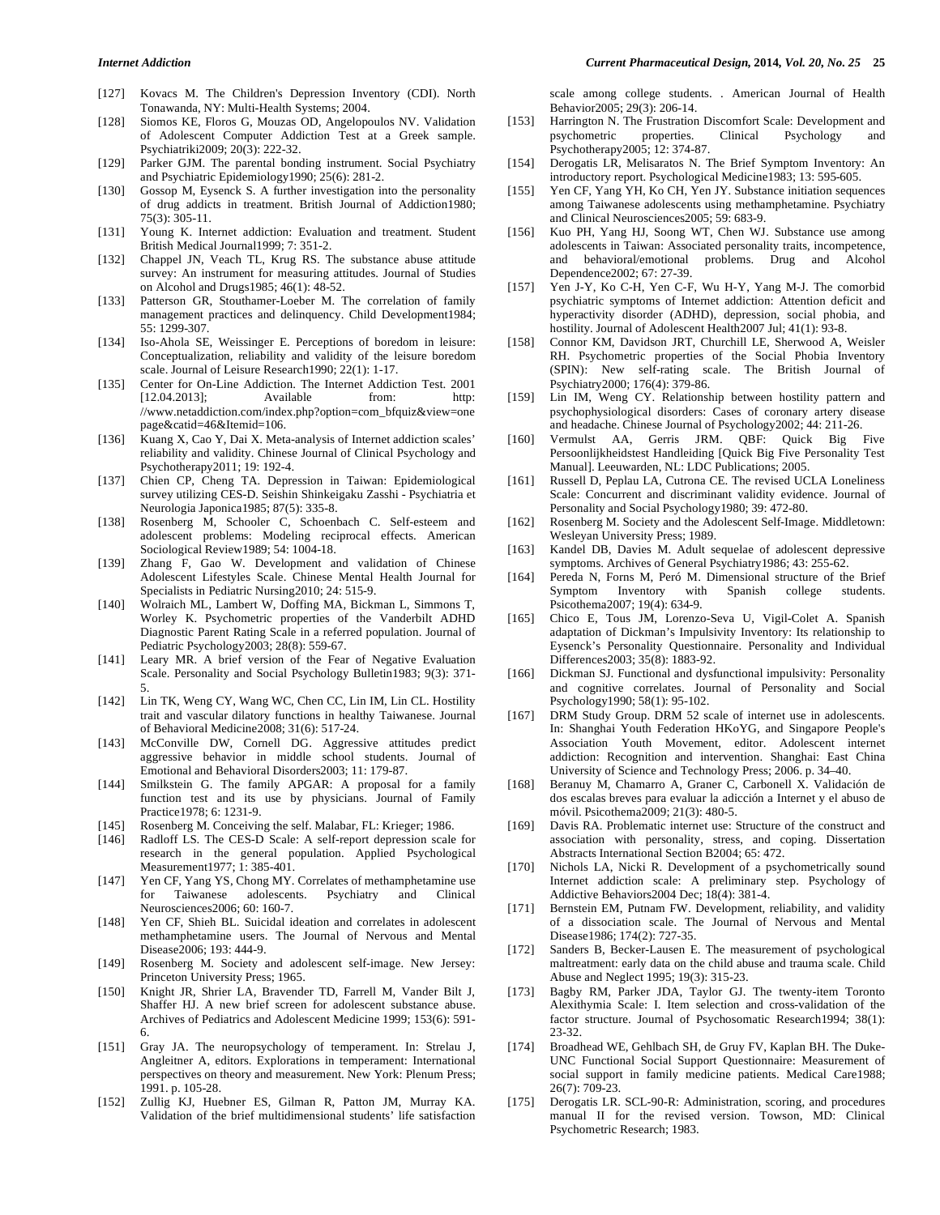[127] Kovacs M. The Children's Depression Inventory (CDI). North Tonawanda, NY: Multi-Health Systems; 2004.

[128] Siomos KE, Floros G, Mouzas OD, Angelopoulos NV. Validation of Adolescent Computer Addiction Test at a Greek sample. Psychiatriki2009; 20(3): 222-32.

[129] Parker GJM. The parental bonding instrument. Social Psychiatry and Psychiatric Epidemiology1990; 25(6): 281-2.

[130] Gossop M, Eysenck S. A further investigation into the personality of drug addicts in treatment. British Journal of Addiction1980; 75(3): 305-11.

[131] Young K. Internet addiction: Evaluation and treatment. Student British Medical Journal1999; 7: 351-2.

[132] Chappel JN, Veach TL, Krug RS. The substance abuse attitude survey: An instrument for measuring attitudes. Journal of Studies on Alcohol and Drugs1985; 46(1): 48-52.

[133] Patterson GR, Stouthamer-Loeber M. The correlation of family management practices and delinquency. Child Development1984; 55: 1299-307.

[134] Iso-Ahola SE, Weissinger E. Perceptions of boredom in leisure: Conceptualization, reliability and validity of the leisure boredom scale. Journal of Leisure Research1990; 22(1): 1-17.

[135] Center for On-Line Addiction. The Internet Addiction Test. 2001 [12.04.2013]; Available from: http: //www.netaddiction.com/index.php?option=com_bfquiz&view=onepage&catid=46&Itemid=106.

[136] Kuang X, Cao Y, Dai X. Meta-analysis of Internet addiction scales' reliability and validity. Chinese Journal of Clinical Psychology and Psychotherapy2011; 19: 192-4.

[137] Chien CP, Cheng TA. Depression in Taiwan: Epidemiological survey utilizing CES-D. Seishin Shinkeigaku Zasshi - Psychiatria et Neurologia Japonica1985; 87(5): 335-8.

[138] Rosenberg M, Schooler C, Schoenbach C. Self-esteem and adolescent problems: Modeling reciprocal effects. American Sociological Review1989; 54: 1004-18.

[139] Zhang F, Gao W. Development and validation of Chinese Adolescent Lifestyles Scale. Chinese Mental Health Journal for Specialists in Pediatric Nursing2010; 24: 515-9.

[140] Wolraich ML, Lambert W, Doffing MA, Bickman L, Simmons T, Worley K. Psychometric properties of the Vanderbilt ADHD Diagnostic Parent Rating Scale in a referred population. Journal of Pediatric Psychology2003; 28(8): 559-67.

[141] Leary MR. A brief version of the Fear of Negative Evaluation Scale. Personality and Social Psychology Bulletin1983; 9(3): 371-5.

[142] Lin TK, Weng CY, Wang WC, Chen CC, Lin IM, Lin CL. Hostility trait and vascular dilatory functions in healthy Taiwanese. Journal of Behavioral Medicine2008; 31(6): 517-24.

[143] McConville DW, Cornell DG. Aggressive attitudes predict aggressive behavior in middle school students. Journal of Emotional and Behavioral Disorders2003; 11: 179-87.

[144] Smilkstein G. The family APGAR: A proposal for a family function test and its use by physicians. Journal of Family Practice1978; 6: 1231-9.

[145] Rosenberg M. Conceiving the self. Malabar, FL: Krieger; 1986.

[146] Radloff LS. The CES-D Scale: A self-report depression scale for research in the general population. Applied Psychological Measurement1977; 1: 385-401.

[147] Yen CF, Yang YS, Chong MY. Correlates of methamphetamine use for Taiwanese adolescents. Psychiatry and Clinical Neurosciences2006; 60: 160-7.

[148] Yen CF, Shieh BL. Suicidal ideation and correlates in adolescent methamphetamine users. The Journal of Nervous and Mental Disease2006; 193: 444-9.

[149] Rosenberg M. Society and adolescent self-image. New Jersey: Princeton University Press; 1965.

[150] Knight JR, Shrier LA, Bravender TD, Farrell M, Vander Bilt J, Shaffer HJ. A new brief screen for adolescent substance abuse. Archives of Pediatrics and Adolescent Medicine 1999; 153(6): 591-6.

[151] Gray JA. The neuropsychology of temperament. In: Strelau J, Angleitner A, editors. Explorations in temperament: International perspectives on theory and measurement. New York: Plenum Press; 1991. p. 105-28.

[152] Zullig KJ, Huebner ES, Gilman R, Patton JM, Murray KA. Validation of the brief multidimensional students' life satisfaction scale among college students. . American Journal of Health Behavior2005; 29(3): 206-14.

[153] Harrington N. The Frustration Discomfort Scale: Development and psychometric properties. Clinical Psychology and Psychotherapy2005; 12: 374-87.

[154] Derogatis LR, Melisaratos N. The Brief Symptom Inventory: An introductory report. Psychological Medicine1983; 13: 595-605.

[155] Yen CF, Yang YH, Ko CH, Yen JY. Substance initiation sequences among Taiwanese adolescents using methamphetamine. Psychiatry and Clinical Neurosciences2005; 59: 683-9.

[156] Kuo PH, Yang HJ, Soong WT, Chen WJ. Substance use among adolescents in Taiwan: Associated personality traits, incompetence, and behavioral/emotional problems. Drug and Alcohol Dependence2002; 67: 27-39.

[157] Yen J-Y, Ko C-H, Yen C-F, Wu H-Y, Yang M-J. The comorbid psychiatric symptoms of Internet addiction: Attention deficit and hyperactivity disorder (ADHD), depression, social phobia, and hostility. Journal of Adolescent Health2007 Jul; 41(1): 93-8.

[158] Connor KM, Davidson JRT, Churchill LE, Sherwood A, Weisler RH. Psychometric properties of the Social Phobia Inventory (SPIN): New self-rating scale. The British Journal of Psychiatry2000; 176(4): 379-86.

[159] Lin IM, Weng CY. Relationship between hostility pattern and psychophysiological disorders: Cases of coronary artery disease and headache. Chinese Journal of Psychology2002; 44: 211-26.

[160] Vermulst AA, Gerris JRM. QBF: Quick Big Five Persoonlijkheidstest Handleiding [Quick Big Five Personality Test Manual]. Leeuwarden, NL: LDC Publications; 2005.

[161] Russell D, Peplau LA, Cutrona CE. The revised UCLA Loneliness Scale: Concurrent and discriminant validity evidence. Journal of Personality and Social Psychology1980; 39: 472-80.

[162] Rosenberg M. Society and the Adolescent Self-Image. Middletown: Wesleyan University Press; 1989.

[163] Kandel DB, Davies M. Adult sequelae of adolescent depressive symptoms. Archives of General Psychiatry1986; 43: 255-62.

[164] Pereda N, Forns M, Peró M. Dimensional structure of the Brief Symptom Inventory with Spanish college students. Psicothema2007; 19(4): 634-9.

[165] Chico E, Tous JM, Lorenzo-Seva U, Vigil-Colet A. Spanish adaptation of Dickman's Impulsivity Inventory: Its relationship to Eysenck's Personality Questionnaire. Personality and Individual Differences2003; 35(8): 1883-92.

[166] Dickman SJ. Functional and dysfunctional impulsivity: Personality and cognitive correlates. Journal of Personality and Social Psychology1990; 58(1): 95-102.

[167] DRM Study Group. DRM 52 scale of internet use in adolescents. In: Shanghai Youth Federation HKoYG, and Singapore People's Association Youth Movement, editor. Adolescent internet addiction: Recognition and intervention. Shanghai: East China University of Science and Technology Press; 2006. p. 34–40.

[168] Beranuy M, Chamarro A, Graner C, Carbonell X. Validación de dos escalas breves para evaluar la adicción a Internet y el abuso de móvil. Psicothema2009; 21(3): 480-5.

[169] Davis RA. Problematic internet use: Structure of the construct and association with personality, stress, and coping. Dissertation Abstracts International Section B2004; 65: 472.

[170] Nichols LA, Nicki R. Development of a psychometrically sound Internet addiction scale: A preliminary step. Psychology of Addictive Behaviors2004 Dec; 18(4): 381-4.

[171] Bernstein EM, Putnam FW. Development, reliability, and validity of a dissociation scale. The Journal of Nervous and Mental Disease1986; 174(2): 727-35.

[172] Sanders B, Becker-Lausen E. The measurement of psychological maltreatment: early data on the child abuse and trauma scale. Child Abuse and Neglect 1995; 19(3): 315-23.

[173] Bagby RM, Parker JDA, Taylor GJ. The twenty-item Toronto Alexithymia Scale: I. Item selection and cross-validation of the factor structure. Journal of Psychosomatic Research1994; 38(1): 23-32.

[174] Broadhead WE, Gehlbach SH, de Gruy FV, Kaplan BH. The Duke-UNC Functional Social Support Questionnaire: Measurement of social support in family medicine patients. Medical Care1988; 26(7): 709-23.

[175] Derogatis LR. SCL-90-R: Administration, scoring, and procedures manual II for the revised version. Towson, MD: Clinical Psychometric Research; 1983.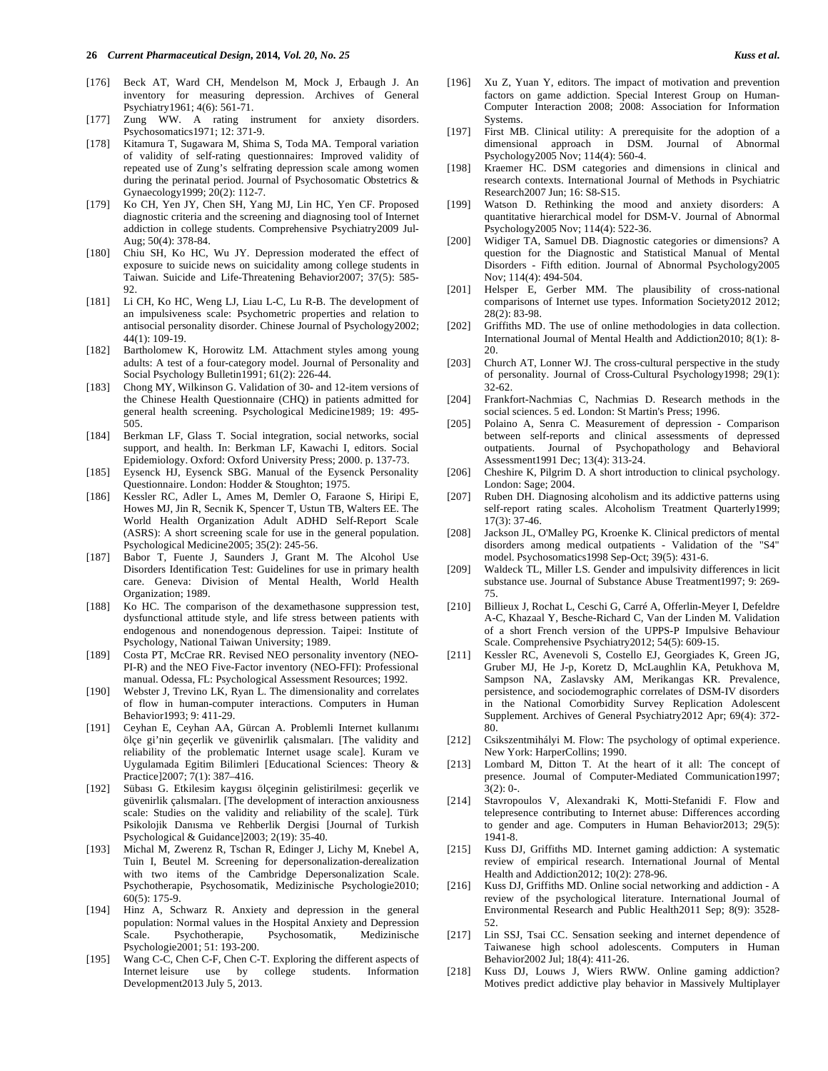[176] Beck AT, Ward CH, Mendelson M, Mock J, Erbaugh J. An inventory for measuring depression. Archives of General Psychiatry1961; 4(6): 561-71.

[177] Zung WW. A rating instrument for anxiety disorders. Psychosomatics1971; 12: 371-9.

[178] Kitamura T, Sugawara M, Shima S, Toda MA. Temporal variation of validity of self-rating questionnaires: Improved validity of repeated use of Zung's selfrating depression scale among women during the perinatal period. Journal of Psychosomatic Obstetrics & Gynaecology1999; 20(2): 112-7.

[179] Ko CH, Yen JY, Chen SH, Yang MJ, Lin HC, Yen CF. Proposed diagnostic criteria and the screening and diagnosing tool of Internet addiction in college students. Comprehensive Psychiatry2009 Jul-Aug; 50(4): 378-84.

[180] Chiu SH, Ko HC, Wu JY. Depression moderated the effect of exposure to suicide news on suicidality among college students in Taiwan. Suicide and Life-Threatening Behavior2007; 37(5): 585-92.

[181] Li CH, Ko HC, Weng LJ, Liau L-C, Lu R-B. The development of an impulsiveness scale: Psychometric properties and relation to antisocial personality disorder. Chinese Journal of Psychology2002; 44(1): 109-19.

[182] Bartholomew K, Horowitz LM. Attachment styles among young adults: A test of a four-category model. Journal of Personality and Social Psychology Bulletin1991; 61(2): 226-44.

[183] Chong MY, Wilkinson G. Validation of 30- and 12-item versions of the Chinese Health Questionnaire (CHQ) in patients admitted for general health screening. Psychological Medicine1989; 19: 495-505.

[184] Berkman LF, Glass T. Social integration, social networks, social support, and health. In: Berkman LF, Kawachi I, editors. Social Epidemiology. Oxford: Oxford University Press; 2000. p. 137-73.

[185] Eysenck HJ, Eysenck SBG. Manual of the Eysenck Personality Questionnaire. London: Hodder & Stoughton; 1975.

[186] Kessler RC, Adler L, Ames M, Demler O, Faraone S, Hiripi E, Howes MJ, Jin R, Secnik K, Spencer T, Ustun TB, Walters EE. The World Health Organization Adult ADHD Self-Report Scale (ASRS): A short screening scale for use in the general population. Psychological Medicine2005; 35(2): 245-56.

[187] Babor T, Fuente J, Saunders J, Grant M. The Alcohol Use Disorders Identification Test: Guidelines for use in primary health care. Geneva: Division of Mental Health, World Health Organization; 1989.

[188] Ko HC. The comparison of the dexamethasone suppression test, dysfunctional attitude style, and life stress between patients with endogenous and nonendogenous depression. Taipei: Institute of Psychology, National Taiwan University; 1989.

[189] Costa PT, McCrae RR. Revised NEO personality inventory (NEO-PI-R) and the NEO Five-Factor inventory (NEO-FFI): Professional manual. Odessa, FL: Psychological Assessment Resources; 1992.

[190] Webster J, Trevino LK, Ryan L. The dimensionality and correlates of flow in human-computer interactions. Computers in Human Behavior1993; 9: 411-29.

[191] Ceyhan E, Ceyhan AA, Gürcan A. Problemli Internet kullanımı ölçe gi'nin geçerlik ve güvenirlik çalısmaları. [The validity and reliability of the problematic Internet usage scale]. Kuram ve Uygulamada Egitim Bilimleri [Educational Sciences: Theory & Practice]2007; 7(1): 387–416.

[192] Sübası G. Etkilesim kaygısı ölçeginin gelistirilmesi: geçerlik ve güvenirlik çalısmaları. [The development of interaction anxiousness scale: Studies on the validity and reliability of the scale]. Türk Psikolojik Danısma ve Rehberlik Dergisi [Journal of Turkish Psychological & Guidance]2003; 2(19): 35-40.

[193] Michal M, Zwerenz R, Tschan R, Edinger J, Lichy M, Knebel A, Tuin I, Beutel M. Screening for depersonalization-derealization with two items of the Cambridge Depersonalization Scale. Psychotherapie, Psychosomatik, Medizinische Psychologie2010; 60(5): 175-9.

[194] Hinz A, Schwarz R. Anxiety and depression in the general population: Normal values in the Hospital Anxiety and Depression Scale. Psychotherapie, Psychosomatik, Medizinische Psychologie2001; 51: 193-200.

[195] Wang C-C, Chen C-F, Chen C-T. Exploring the different aspects of Internet leisure use by college students. Information Development2013 July 5, 2013.

[196] Xu Z, Yuan Y, editors. The impact of motivation and prevention factors on game addiction. Special Interest Group on Human-Computer Interaction 2008; 2008: Association for Information Systems.

[197] First MB. Clinical utility: A prerequisite for the adoption of a dimensional approach in DSM. Journal of Abnormal Psychology2005 Nov; 114(4): 560-4.

[198] Kraemer HC. DSM categories and dimensions in clinical and research contexts. International Journal of Methods in Psychiatric Research2007 Jun; 16: S8-S15.

[199] Watson D. Rethinking the mood and anxiety disorders: A quantitative hierarchical model for DSM-V. Journal of Abnormal Psychology2005 Nov; 114(4): 522-36.

[200] Widiger TA, Samuel DB. Diagnostic categories or dimensions? A question for the Diagnostic and Statistical Manual of Mental Disorders - Fifth edition. Journal of Abnormal Psychology2005 Nov; 114(4): 494-504.

[201] Helsper E, Gerber MM. The plausibility of cross-national comparisons of Internet use types. Information Society2012 2012; 28(2): 83-98.

[202] Griffiths MD. The use of online methodologies in data collection. International Journal of Mental Health and Addiction2010; 8(1): 8-20.

[203] Church AT, Lonner WJ. The cross-cultural perspective in the study of personality. Journal of Cross-Cultural Psychology1998; 29(1): 32-62.

[204] Frankfort-Nachmias C, Nachmias D. Research methods in the social sciences. 5 ed. London: St Martin's Press; 1996.

[205] Polaino A, Senra C. Measurement of depression - Comparison between self-reports and clinical assessments of depressed outpatients. Journal of Psychopathology and Behavioral Assessment1991 Dec; 13(4): 313-24.

[206] Cheshire K, Pilgrim D. A short introduction to clinical psychology. London: Sage; 2004.

[207] Ruben DH. Diagnosing alcoholism and its addictive patterns using self-report rating scales. Alcoholism Treatment Quarterly1999; 17(3): 37-46.

[208] Jackson JL, O'Malley PG, Kroenke K. Clinical predictors of mental disorders among medical outpatients - Validation of the "S4" model. Psychosomatics1998 Sep-Oct; 39(5): 431-6.

[209] Waldeck TL, Miller LS. Gender and impulsivity differences in licit substance use. Journal of Substance Abuse Treatment1997; 9: 269-75.

[210] Billieux J, Rochat L, Ceschi G, Carré A, Offerlin-Meyer I, Defeldre A-C, Khazaal Y, Besche-Richard C, Van der Linden M. Validation of a short French version of the UPPS-P Impulsive Behaviour Scale. Comprehensive Psychiatry2012; 54(5): 609-15.

[211] Kessler RC, Avenevoli S, Costello EJ, Georgiades K, Green JG, Gruber MJ, He J-p, Koretz D, McLaughlin KA, Petukhova M, Sampson NA, Zaslavsky AM, Merikangas KR. Prevalence, persistence, and sociodemographic correlates of DSM-IV disorders in the National Comorbidity Survey Replication Adolescent Supplement. Archives of General Psychiatry2012 Apr; 69(4): 372-80.

[212] Csikszentmihályi M. Flow: The psychology of optimal experience. New York: HarperCollins; 1990.

[213] Lombard M, Ditton T. At the heart of it all: The concept of presence. Journal of Computer-Mediated Communication1997; 3(2): 0-.

[214] Stavropoulos V, Alexandraki K, Motti-Stefanidi F. Flow and telepresence contributing to Internet abuse: Differences according to gender and age. Computers in Human Behavior2013; 29(5): 1941-8.

[215] Kuss DJ, Griffiths MD. Internet gaming addiction: A systematic review of empirical research. International Journal of Mental Health and Addiction2012; 10(2): 278-96.

[216] Kuss DJ, Griffiths MD. Online social networking and addiction - A review of the psychological literature. International Journal of Environmental Research and Public Health2011 Sep; 8(9): 3528-52.

[217] Lin SSJ, Tsai CC. Sensation seeking and internet dependence of Taiwanese high school adolescents. Computers in Human Behavior2002 Jul; 18(4): 411-26.

[218] Kuss DJ, Louws J, Wiers RWW. Online gaming addiction? Motives predict addictive play behavior in Massively Multiplayer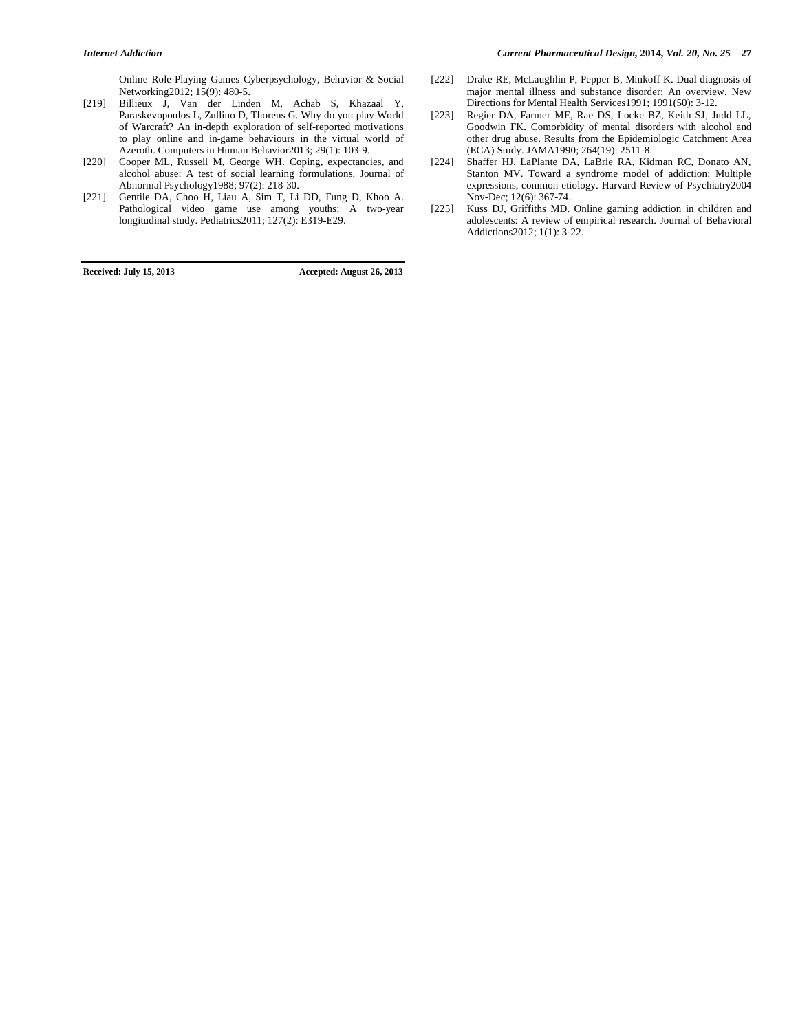Online Role-Playing Games Cyberpsychology, Behavior & Social Networking2012; 15(9): 480-5.

[219] Billieux J, Van der Linden M, Achab S, Khazaal Y, Paraskevopoulos L, Zullino D, Thorens G. Why do you play World of Warcraft? An in-depth exploration of self-reported motivations to play online and in-game behaviours in the virtual world of Azeroth. Computers in Human Behavior2013; 29(1): 103-9.

[220] Cooper ML, Russell M, George WH. Coping, expectancies, and alcohol abuse: A test of social learning formulations. Journal of Abnormal Psychology1988; 97(2): 218-30.

[221] Gentile DA, Choo H, Liau A, Sim T, Li DD, Fung D, Khoo A. Pathological video game use among youths: A two-year longitudinal study. Pediatrics2011; 127(2): E319-E29.

[222] Drake RE, McLaughlin P, Pepper B, Minkoff K. Dual diagnosis of major mental illness and substance disorder: An overview. New Directions for Mental Health Services1991; 1991(50): 3-12.

[223] Regier DA, Farmer ME, Rae DS, Locke BZ, Keith SJ, Judd LL, Goodwin FK. Comorbidity of mental disorders with alcohol and other drug abuse. Results from the Epidemiologic Catchment Area (ECA) Study. JAMA1990; 264(19): 2511-8.

[224] Shaffer HJ, LaPlante DA, LaBrie RA, Kidman RC, Donato AN, Stanton MV. Toward a syndrome model of addiction: Multiple expressions, common etiology. Harvard Review of Psychiatry2004 Nov-Dec; 12(6): 367-74.

[225] Kuss DJ, Griffiths MD. Online gaming addiction in children and adolescents: A review of empirical research. Journal of Behavioral Addictions2012; 1(1): 3-22.

**Received: July 15, 2013** **Accepted: August 26, 2013**